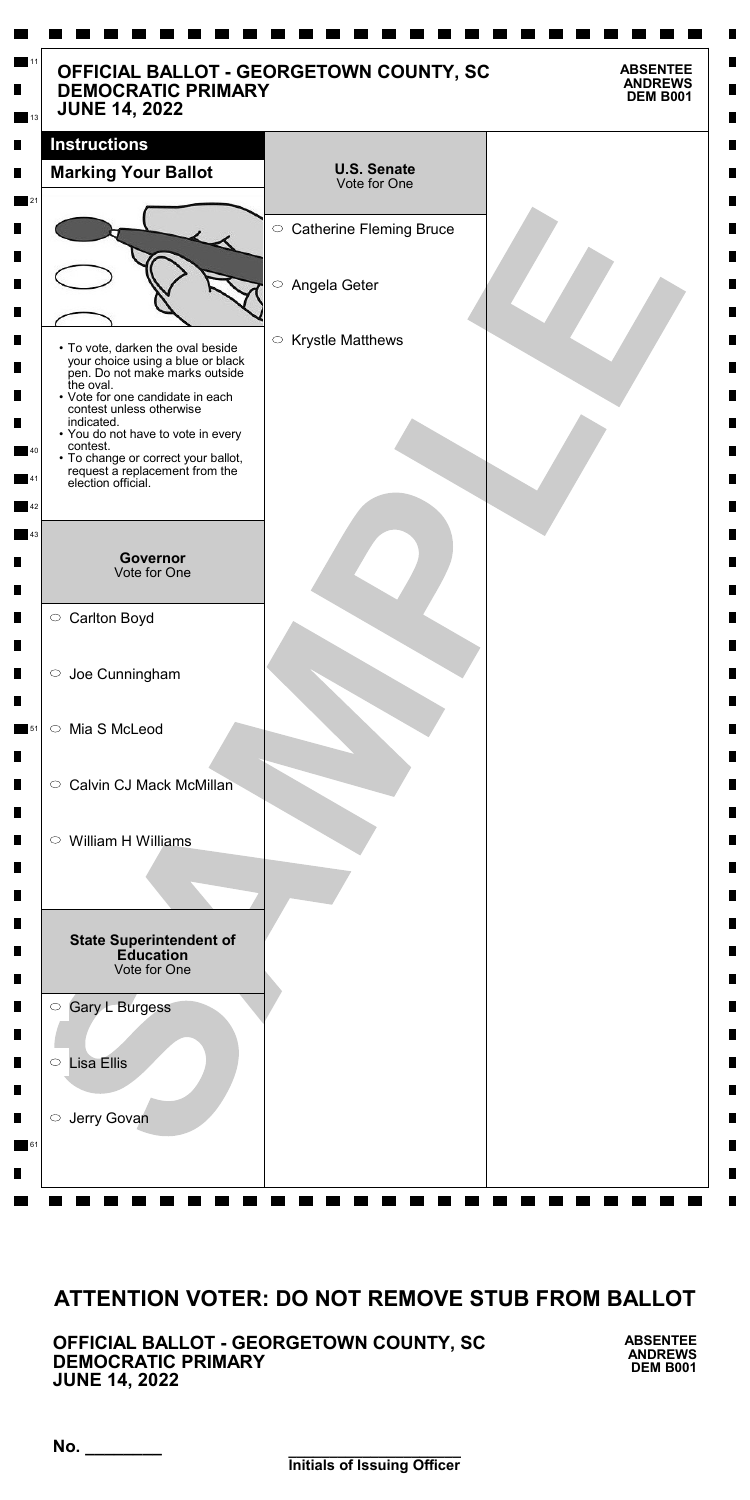# OFFICIAL BALLOT - GEORGETOWN COUNTY, SC
## DEMOCRATIC PRIMARY
## JUNE 14, 2022

**ABSENTEE**
**ANDREWS**
**DEM B001**

### Instructions

**Marking Your Ballot**

- To vote, darken the oval beside your choice using a blue or black pen. Do not make marks outside the oval.
- Vote for one candidate in each contest unless otherwise indicated.
- You do not have to vote in every contest.
- To change or correct your ballot, request a replacement from the election official.

### Governor
Vote for One

- ○ Carlton Boyd
- ○ Joe Cunningham
- ○ Mia S McLeod
- ○ Calvin CJ Mack McMillan
- ○ William H Williams

### State Superintendent of Education
Vote for One

- ○ Gary L Burgess
- ○ Lisa Ellis
- ○ Jerry Govan

### U.S. Senate
Vote for One

- ○ Catherine Fleming Bruce
- ○ Angela Geter
- ○ Krystle Matthews

SAMPLE

## ATTENTION VOTER: DO NOT REMOVE STUB FROM BALLOT

**OFFICIAL BALLOT - GEORGETOWN COUNTY, SC**
**DEMOCRATIC PRIMARY**
**JUNE 14, 2022**

**ABSENTEE**
**ANDREWS**
**DEM B001**

No. ________

________________________
**Initials of Issuing Officer**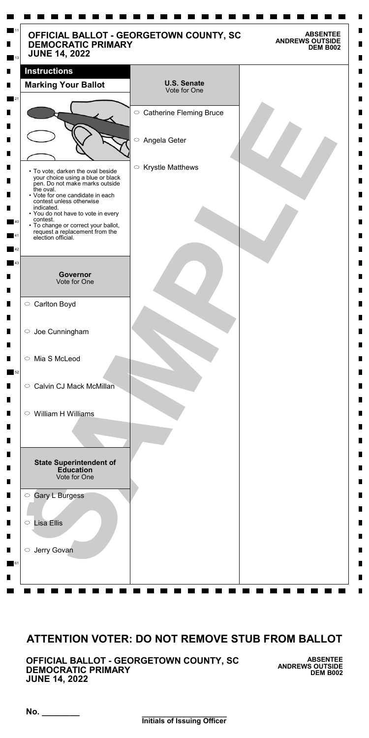# OFFICIAL BALLOT - GEORGETOWN COUNTY, SC
## DEMOCRATIC PRIMARY
## JUNE 14, 2022

**ABSENTEE**
**ANDREWS OUTSIDE**
**DEM B002**

### Instructions

**Marking Your Ballot**

- To vote, darken the oval beside your choice using a blue or black pen. Do not make marks outside the oval.
- Vote for one candidate in each contest unless otherwise indicated.
- You do not have to vote in every contest.
- To change or correct your ballot, request a replacement from the election official.

### Governor
Vote for One

- ○ Carlton Boyd
- ○ Joe Cunningham
- ○ Mia S McLeod
- ○ Calvin CJ Mack McMillan
- ○ William H Williams

### State Superintendent of Education
Vote for One

- ○ Gary L Burgess
- ○ Lisa Ellis
- ○ Jerry Govan

### U.S. Senate
Vote for One

- ○ Catherine Fleming Bruce
- ○ Angela Geter
- ○ Krystle Matthews

SAMPLE

## ATTENTION VOTER: DO NOT REMOVE STUB FROM BALLOT

**OFFICIAL BALLOT - GEORGETOWN COUNTY, SC**
**DEMOCRATIC PRIMARY**
**JUNE 14, 2022**

**ABSENTEE**
**ANDREWS OUTSIDE**
**DEM B002**

**No.** ________

________________________
**Initials of Issuing Officer**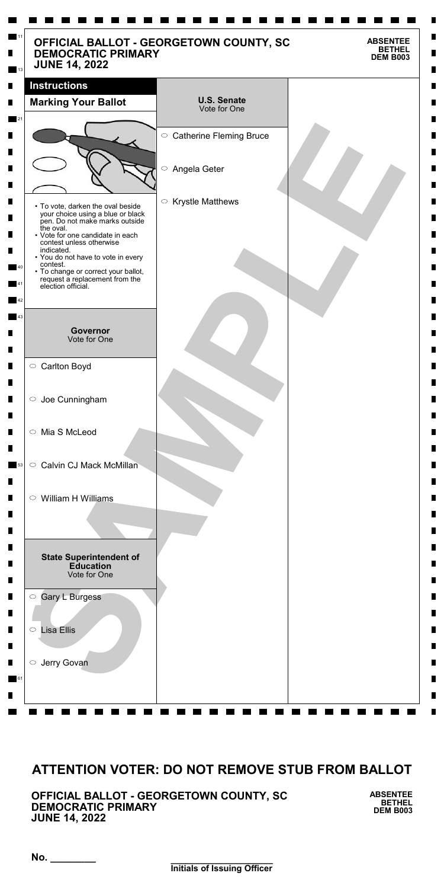# OFFICIAL BALLOT - GEORGETOWN COUNTY, SC
## DEMOCRATIC PRIMARY
## JUNE 14, 2022

**ABSENTEE**
**BETHEL**
**DEM B003**

### Instructions

**Marking Your Ballot**

- To vote, darken the oval beside your choice using a blue or black pen. Do not make marks outside the oval.
- Vote for one candidate in each contest unless otherwise indicated.
- You do not have to vote in every contest.
- To change or correct your ballot, request a replacement from the election official.

### Governor
Vote for One

- ○ Carlton Boyd
- ○ Joe Cunningham
- ○ Mia S McLeod
- ○ Calvin CJ Mack McMillan
- ○ William H Williams

### State Superintendent of Education
Vote for One

- ○ Gary L Burgess
- ○ Lisa Ellis
- ○ Jerry Govan

### U.S. Senate
Vote for One

- ○ Catherine Fleming Bruce
- ○ Angela Geter
- ○ Krystle Matthews

SAMPLE

## ATTENTION VOTER: DO NOT REMOVE STUB FROM BALLOT

**OFFICIAL BALLOT - GEORGETOWN COUNTY, SC**
**DEMOCRATIC PRIMARY**
**JUNE 14, 2022**

**ABSENTEE**
**BETHEL**
**DEM B003**

**No.** ________

________________________
**Initials of Issuing Officer**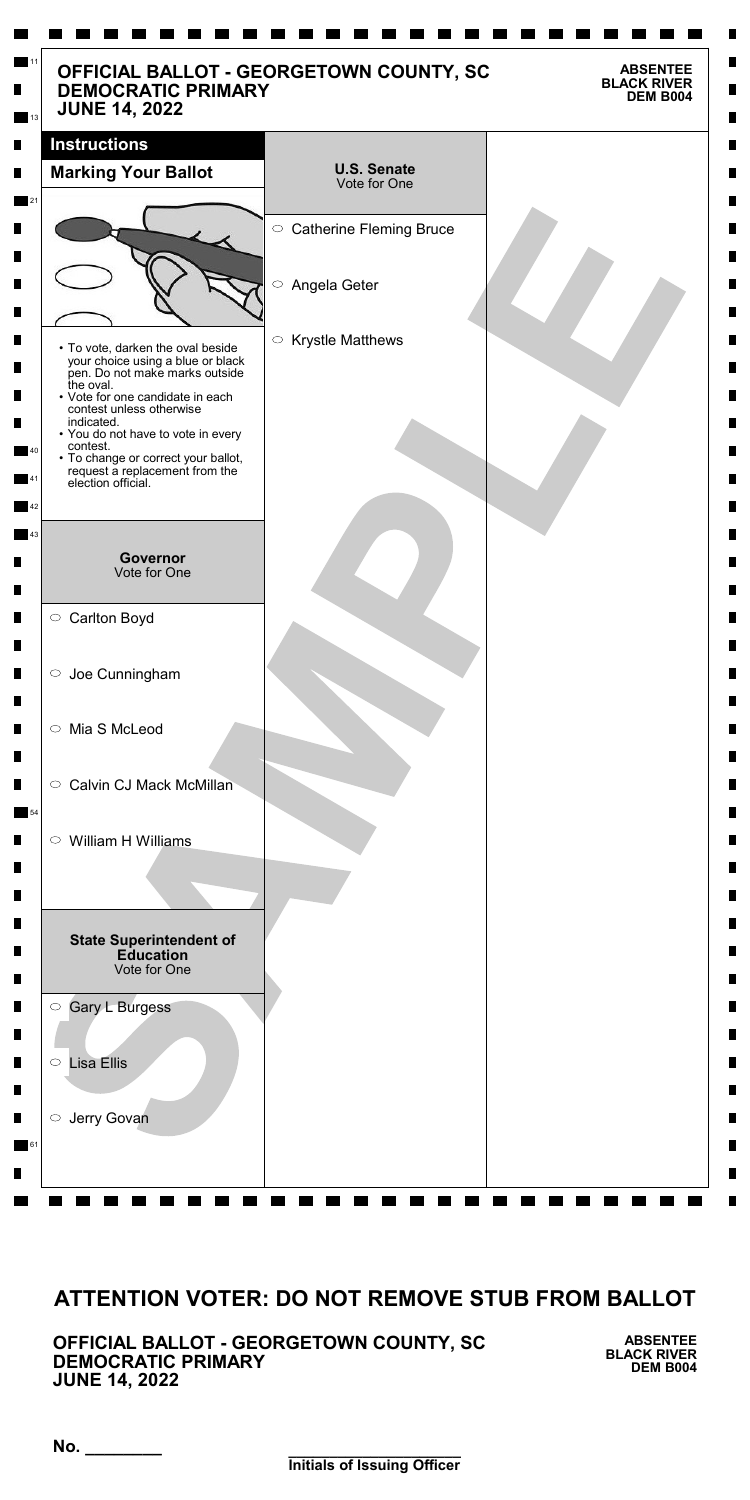# OFFICIAL BALLOT - GEORGETOWN COUNTY, SC
## DEMOCRATIC PRIMARY
## JUNE 14, 2022

**ABSENTEE**
**BLACK RIVER**
**DEM B004**

### Instructions

**Marking Your Ballot**

- To vote, darken the oval beside your choice using a blue or black pen. Do not make marks outside the oval.
- Vote for one candidate in each contest unless otherwise indicated.
- You do not have to vote in every contest.
- To change or correct your ballot, request a replacement from the election official.

### Governor
Vote for One

- ○ Carlton Boyd
- ○ Joe Cunningham
- ○ Mia S McLeod
- ○ Calvin CJ Mack McMillan
- ○ William H Williams

### State Superintendent of Education
Vote for One

- ○ Gary L Burgess
- ○ Lisa Ellis
- ○ Jerry Govan

### U.S. Senate
Vote for One

- ○ Catherine Fleming Bruce
- ○ Angela Geter
- ○ Krystle Matthews

SAMPLE

## ATTENTION VOTER: DO NOT REMOVE STUB FROM BALLOT

**OFFICIAL BALLOT - GEORGETOWN COUNTY, SC**
**DEMOCRATIC PRIMARY**
**JUNE 14, 2022**

**ABSENTEE**
**BLACK RIVER**
**DEM B004**

No. ________

________________________
**Initials of Issuing Officer**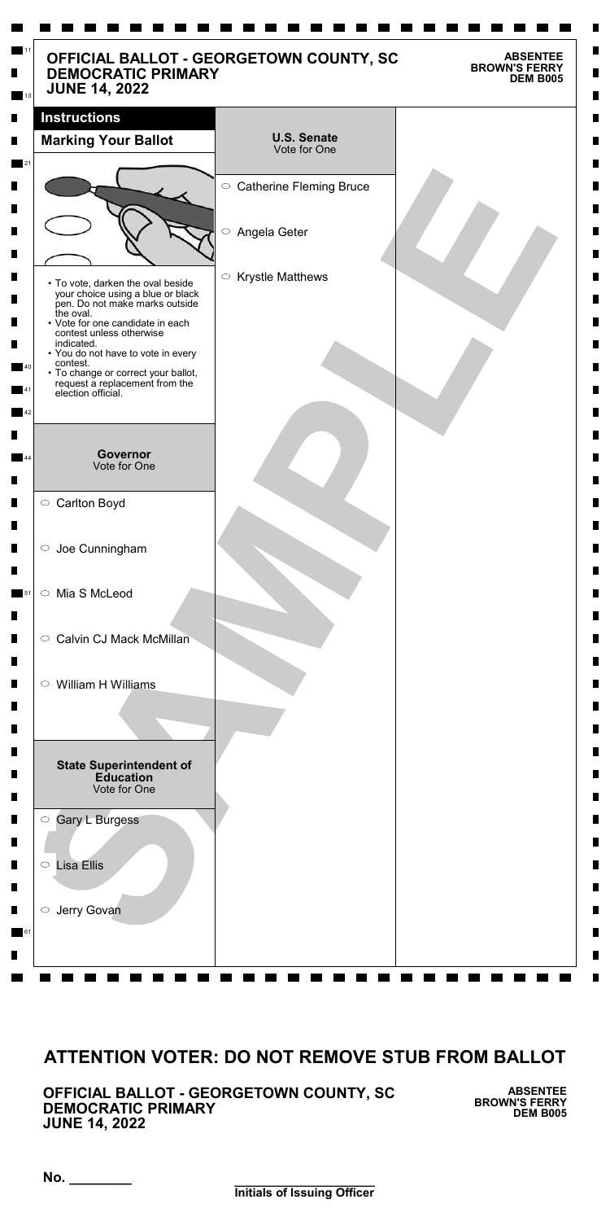# OFFICIAL BALLOT - GEORGETOWN COUNTY, SC
## DEMOCRATIC PRIMARY
## JUNE 14, 2022

**ABSENTEE**
**BROWN'S FERRY**
**DEM B005**

### Instructions

**Marking Your Ballot**

- To vote, darken the oval beside your choice using a blue or black pen. Do not make marks outside the oval.
- Vote for one candidate in each contest unless otherwise indicated.
- You do not have to vote in every contest.
- To change or correct your ballot, request a replacement from the election official.

### Governor
Vote for One

- ○ Carlton Boyd
- ○ Joe Cunningham
- ○ Mia S McLeod
- ○ Calvin CJ Mack McMillan
- ○ William H Williams

### State Superintendent of Education
Vote for One

- ○ Gary L Burgess
- ○ Lisa Ellis
- ○ Jerry Govan

### U.S. Senate
Vote for One

- ○ Catherine Fleming Bruce
- ○ Angela Geter
- ○ Krystle Matthews

SAMPLE

## ATTENTION VOTER: DO NOT REMOVE STUB FROM BALLOT

**OFFICIAL BALLOT - GEORGETOWN COUNTY, SC**
**DEMOCRATIC PRIMARY**
**JUNE 14, 2022**

**ABSENTEE**
**BROWN'S FERRY**
**DEM B005**

No. ________

________________________
**Initials of Issuing Officer**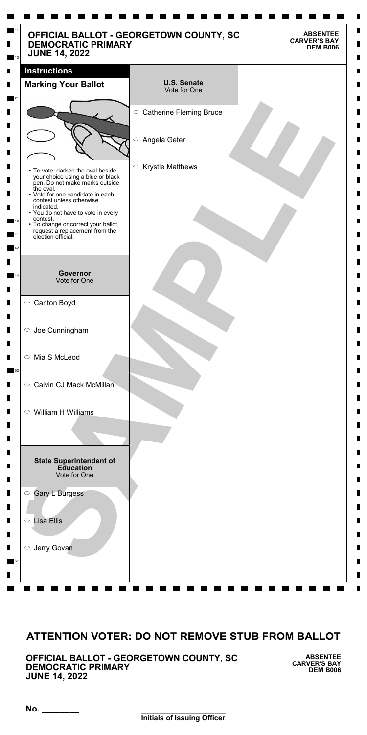# OFFICIAL BALLOT - GEORGETOWN COUNTY, SC
## DEMOCRATIC PRIMARY
## JUNE 14, 2022

**ABSENTEE**
**CARVER'S BAY**
**DEM B006**

### Instructions

**Marking Your Ballot**

- To vote, darken the oval beside your choice using a blue or black pen. Do not make marks outside the oval.
- Vote for one candidate in each contest unless otherwise indicated.
- You do not have to vote in every contest.
- To change or correct your ballot, request a replacement from the election official.

### Governor
Vote for One

- ○ Carlton Boyd
- ○ Joe Cunningham
- ○ Mia S McLeod
- ○ Calvin CJ Mack McMillan
- ○ William H Williams

### State Superintendent of Education
Vote for One

- ○ Gary L Burgess
- ○ Lisa Ellis
- ○ Jerry Govan

### U.S. Senate
Vote for One

- ○ Catherine Fleming Bruce
- ○ Angela Geter
- ○ Krystle Matthews

SAMPLE

## ATTENTION VOTER: DO NOT REMOVE STUB FROM BALLOT

**OFFICIAL BALLOT - GEORGETOWN COUNTY, SC**
**DEMOCRATIC PRIMARY**
**JUNE 14, 2022**

**ABSENTEE**
**CARVER'S BAY**
**DEM B006**

No. ________

________________________
**Initials of Issuing Officer**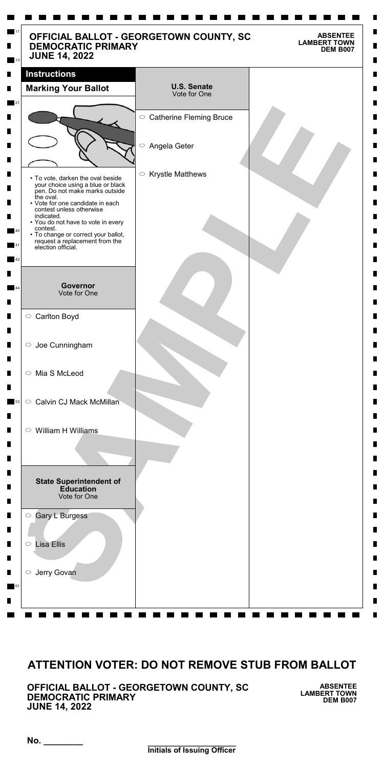# OFFICIAL BALLOT - GEORGETOWN COUNTY, SC
## DEMOCRATIC PRIMARY
## JUNE 14, 2022

**ABSENTEE**
**LAMBERT TOWN**
**DEM B007**

### Instructions

**Marking Your Ballot**

- To vote, darken the oval beside your choice using a blue or black pen. Do not make marks outside the oval.
- Vote for one candidate in each contest unless otherwise indicated.
- You do not have to vote in every contest.
- To change or correct your ballot, request a replacement from the election official.

### Governor
Vote for One

- ○ Carlton Boyd
- ○ Joe Cunningham
- ○ Mia S McLeod
- ○ Calvin CJ Mack McMillan
- ○ William H Williams

### State Superintendent of Education
Vote for One

- ○ Gary L Burgess
- ○ Lisa Ellis
- ○ Jerry Govan

### U.S. Senate
Vote for One

- ○ Catherine Fleming Bruce
- ○ Angela Geter
- ○ Krystle Matthews

SAMPLE

## ATTENTION VOTER: DO NOT REMOVE STUB FROM BALLOT

**OFFICIAL BALLOT - GEORGETOWN COUNTY, SC**
**DEMOCRATIC PRIMARY**
**JUNE 14, 2022**

**ABSENTEE**
**LAMBERT TOWN**
**DEM B007**

**No.** ________

________________________
**Initials of Issuing Officer**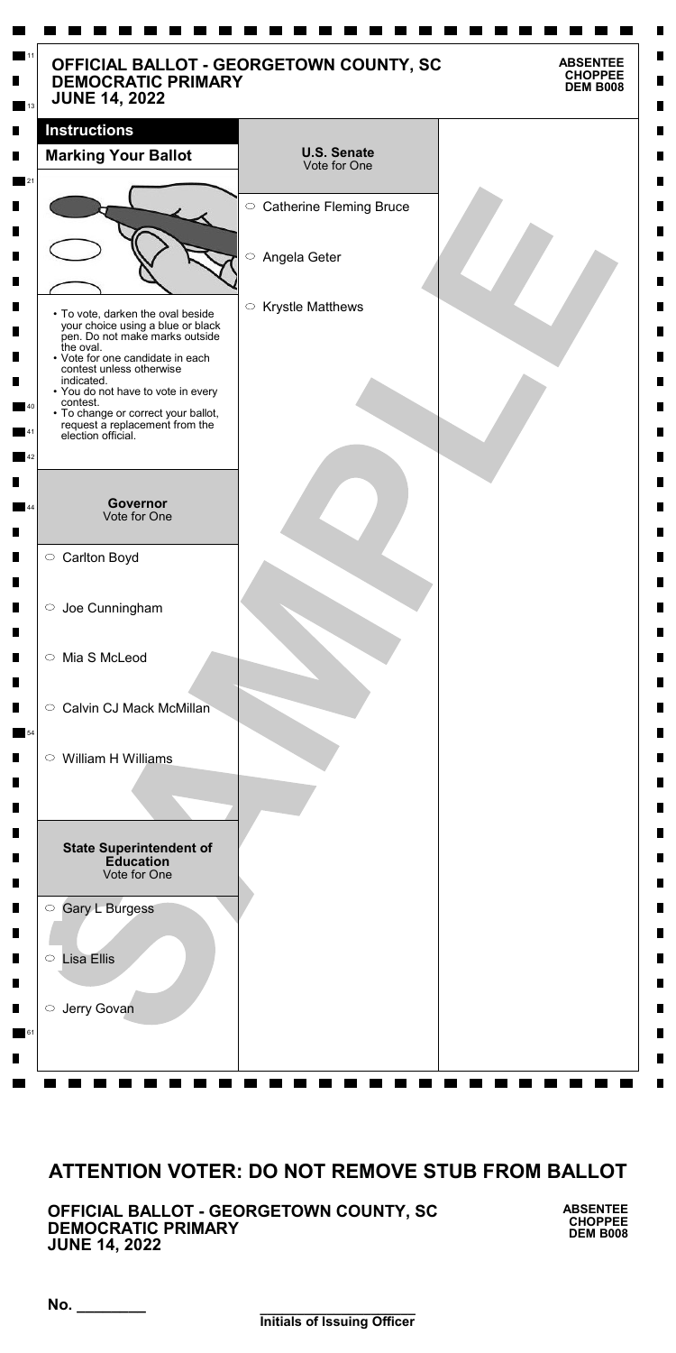# OFFICIAL BALLOT - GEORGETOWN COUNTY, SC
## DEMOCRATIC PRIMARY
## JUNE 14, 2022

**ABSENTEE**
**CHOPPEE**
**DEM B008**

### Instructions

**Marking Your Ballot**

- To vote, darken the oval beside your choice using a blue or black pen. Do not make marks outside the oval.
- Vote for one candidate in each contest unless otherwise indicated.
- You do not have to vote in every contest.
- To change or correct your ballot, request a replacement from the election official.

### Governor
Vote for One

- ○ Carlton Boyd
- ○ Joe Cunningham
- ○ Mia S McLeod
- ○ Calvin CJ Mack McMillan
- ○ William H Williams

### State Superintendent of Education
Vote for One

- ○ Gary L Burgess
- ○ Lisa Ellis
- ○ Jerry Govan

### U.S. Senate
Vote for One

- ○ Catherine Fleming Bruce
- ○ Angela Geter
- ○ Krystle Matthews

SAMPLE

## ATTENTION VOTER: DO NOT REMOVE STUB FROM BALLOT

**OFFICIAL BALLOT - GEORGETOWN COUNTY, SC**
**DEMOCRATIC PRIMARY**
**JUNE 14, 2022**

**ABSENTEE**
**CHOPPEE**
**DEM B008**

**No.** ________

________________________
**Initials of Issuing Officer**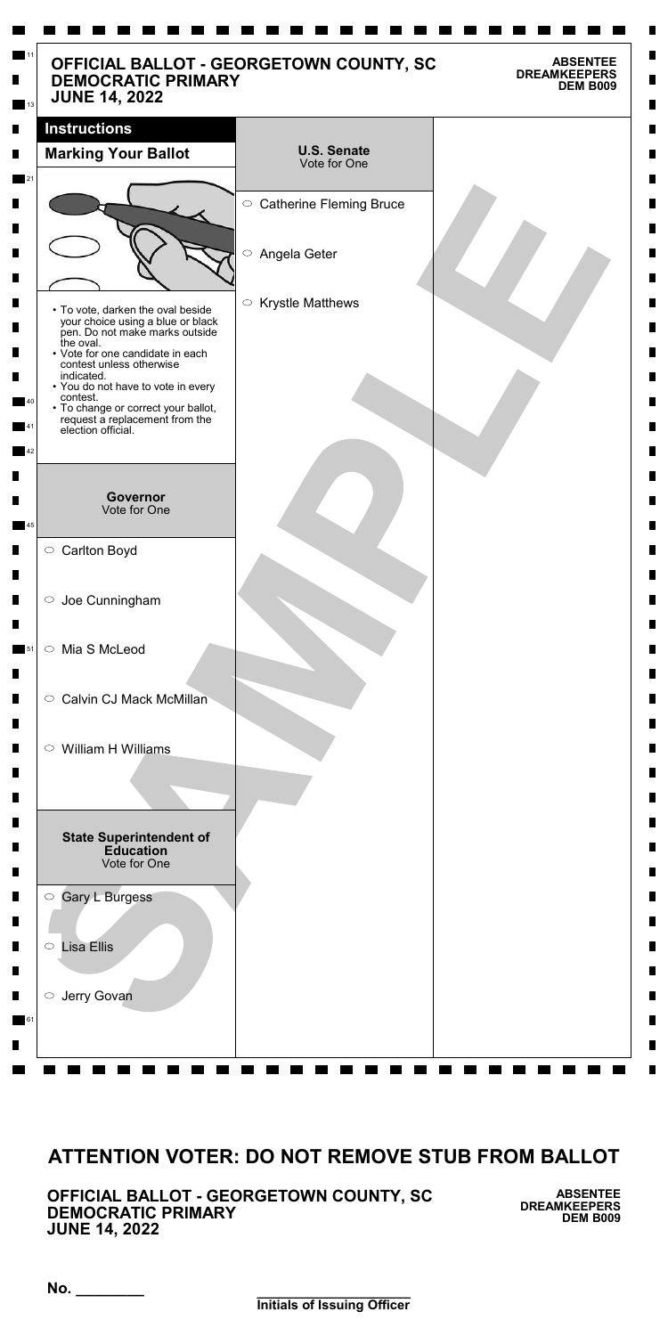# OFFICIAL BALLOT - GEORGETOWN COUNTY, SC
## DEMOCRATIC PRIMARY
## JUNE 14, 2022

**ABSENTEE**
**DREAMKEEPERS**
**DEM B009**

### Instructions

**Marking Your Ballot**

- To vote, darken the oval beside your choice using a blue or black pen. Do not make marks outside the oval.
- Vote for one candidate in each contest unless otherwise indicated.
- You do not have to vote in every contest.
- To change or correct your ballot, request a replacement from the election official.

### Governor
Vote for One

- ○ Carlton Boyd
- ○ Joe Cunningham
- ○ Mia S McLeod
- ○ Calvin CJ Mack McMillan
- ○ William H Williams

### State Superintendent of Education
Vote for One

- ○ Gary L Burgess
- ○ Lisa Ellis
- ○ Jerry Govan

### U.S. Senate
Vote for One

- ○ Catherine Fleming Bruce
- ○ Angela Geter
- ○ Krystle Matthews

SAMPLE

## ATTENTION VOTER: DO NOT REMOVE STUB FROM BALLOT

**OFFICIAL BALLOT - GEORGETOWN COUNTY, SC**
**DEMOCRATIC PRIMARY**
**JUNE 14, 2022**

**ABSENTEE**
**DREAMKEEPERS**
**DEM B009**

No. ________

________________________
**Initials of Issuing Officer**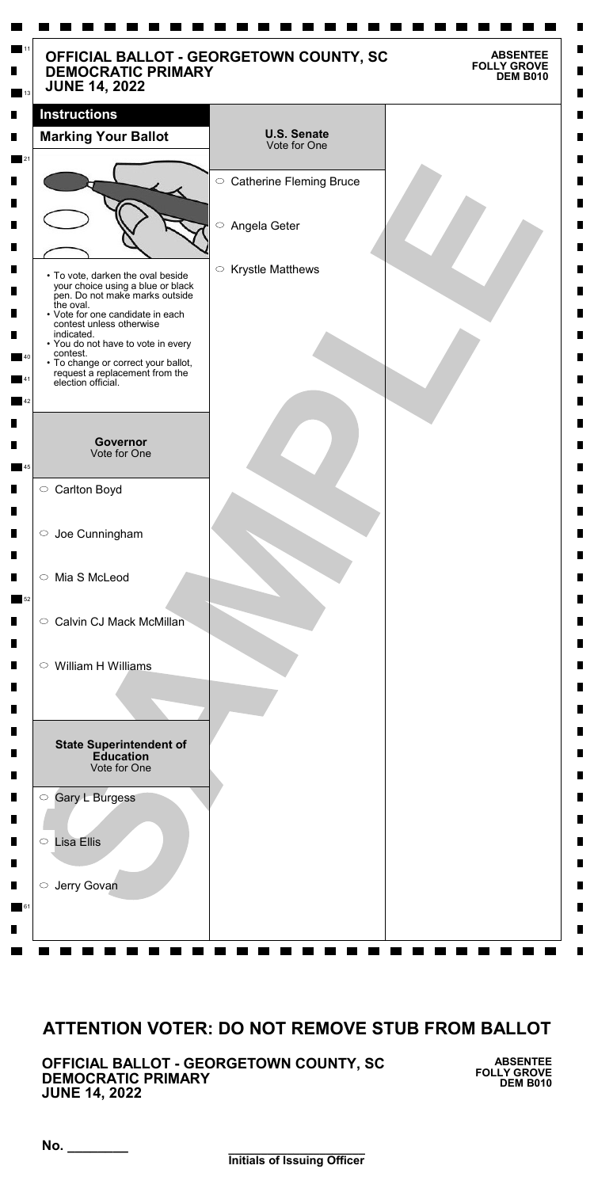# OFFICIAL BALLOT - GEORGETOWN COUNTY, SC
## DEMOCRATIC PRIMARY
## JUNE 14, 2022

**ABSENTEE**
**FOLLY GROVE**
**DEM B010**

### Instructions

**Marking Your Ballot**

- To vote, darken the oval beside your choice using a blue or black pen. Do not make marks outside the oval.
- Vote for one candidate in each contest unless otherwise indicated.
- You do not have to vote in every contest.
- To change or correct your ballot, request a replacement from the election official.

### Governor
Vote for One

- ○ Carlton Boyd
- ○ Joe Cunningham
- ○ Mia S McLeod
- ○ Calvin CJ Mack McMillan
- ○ William H Williams

### State Superintendent of Education
Vote for One

- ○ Gary L Burgess
- ○ Lisa Ellis
- ○ Jerry Govan

### U.S. Senate
Vote for One

- ○ Catherine Fleming Bruce
- ○ Angela Geter
- ○ Krystle Matthews

SAMPLE

## ATTENTION VOTER: DO NOT REMOVE STUB FROM BALLOT

**OFFICIAL BALLOT - GEORGETOWN COUNTY, SC**
**DEMOCRATIC PRIMARY**
**JUNE 14, 2022**

**ABSENTEE**
**FOLLY GROVE**
**DEM B010**

No. ________

________________________
**Initials of Issuing Officer**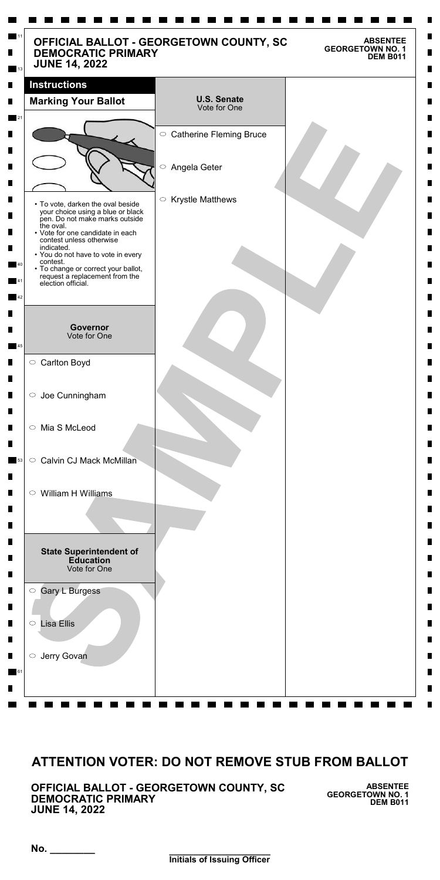# OFFICIAL BALLOT - GEORGETOWN COUNTY, SC
## DEMOCRATIC PRIMARY
## JUNE 14, 2022

**ABSENTEE**
**GEORGETOWN NO. 1**
**DEM B011**

### Instructions

**Marking Your Ballot**

- To vote, darken the oval beside your choice using a blue or black pen. Do not make marks outside the oval.
- Vote for one candidate in each contest unless otherwise indicated.
- You do not have to vote in every contest.
- To change or correct your ballot, request a replacement from the election official.

### Governor
Vote for One

- ○ Carlton Boyd
- ○ Joe Cunningham
- ○ Mia S McLeod
- ○ Calvin CJ Mack McMillan
- ○ William H Williams

### State Superintendent of Education
Vote for One

- ○ Gary L Burgess
- ○ Lisa Ellis
- ○ Jerry Govan

### U.S. Senate
Vote for One

- ○ Catherine Fleming Bruce
- ○ Angela Geter
- ○ Krystle Matthews

SAMPLE

## ATTENTION VOTER: DO NOT REMOVE STUB FROM BALLOT

**OFFICIAL BALLOT - GEORGETOWN COUNTY, SC**
**DEMOCRATIC PRIMARY**
**JUNE 14, 2022**

**ABSENTEE**
**GEORGETOWN NO. 1**
**DEM B011**

No. ________

________________________
**Initials of Issuing Officer**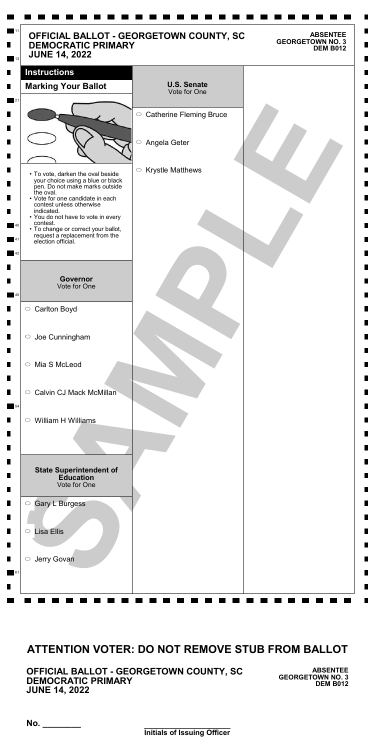# OFFICIAL BALLOT - GEORGETOWN COUNTY, SC
## DEMOCRATIC PRIMARY
## JUNE 14, 2022

**ABSENTEE**
**GEORGETOWN NO. 3**
**DEM B012**

### Instructions

**Marking Your Ballot**

- To vote, darken the oval beside your choice using a blue or black pen. Do not make marks outside the oval.
- Vote for one candidate in each contest unless otherwise indicated.
- You do not have to vote in every contest.
- To change or correct your ballot, request a replacement from the election official.

### Governor
Vote for One

- ○ Carlton Boyd
- ○ Joe Cunningham
- ○ Mia S McLeod
- ○ Calvin CJ Mack McMillan
- ○ William H Williams

### State Superintendent of Education
Vote for One

- ○ Gary L Burgess
- ○ Lisa Ellis
- ○ Jerry Govan

### U.S. Senate
Vote for One

- ○ Catherine Fleming Bruce
- ○ Angela Geter
- ○ Krystle Matthews

SAMPLE

## ATTENTION VOTER: DO NOT REMOVE STUB FROM BALLOT

**OFFICIAL BALLOT - GEORGETOWN COUNTY, SC**
**DEMOCRATIC PRIMARY**
**JUNE 14, 2022**

**ABSENTEE**
**GEORGETOWN NO. 3**
**DEM B012**

**No.** ________

______________________
**Initials of Issuing Officer**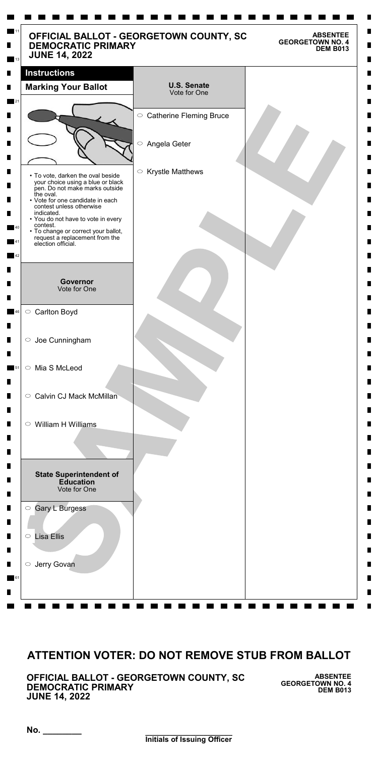# OFFICIAL BALLOT - GEORGETOWN COUNTY, SC
## DEMOCRATIC PRIMARY
## JUNE 14, 2022

**ABSENTEE**
**GEORGETOWN NO. 4**
**DEM B013**

### Instructions

**Marking Your Ballot**

- To vote, darken the oval beside your choice using a blue or black pen. Do not make marks outside the oval.
- Vote for one candidate in each contest unless otherwise indicated.
- You do not have to vote in every contest.
- To change or correct your ballot, request a replacement from the election official.

### Governor
Vote for One

- ○ Carlton Boyd
- ○ Joe Cunningham
- ○ Mia S McLeod
- ○ Calvin CJ Mack McMillan
- ○ William H Williams

### State Superintendent of Education
Vote for One

- ○ Gary L Burgess
- ○ Lisa Ellis
- ○ Jerry Govan

### U.S. Senate
Vote for One

- ○ Catherine Fleming Bruce
- ○ Angela Geter
- ○ Krystle Matthews

SAMPLE

## ATTENTION VOTER: DO NOT REMOVE STUB FROM BALLOT

**OFFICIAL BALLOT - GEORGETOWN COUNTY, SC**
**DEMOCRATIC PRIMARY**
**JUNE 14, 2022**

**ABSENTEE**
**GEORGETOWN NO. 4**
**DEM B013**

**No.** ________

________________________
**Initials of Issuing Officer**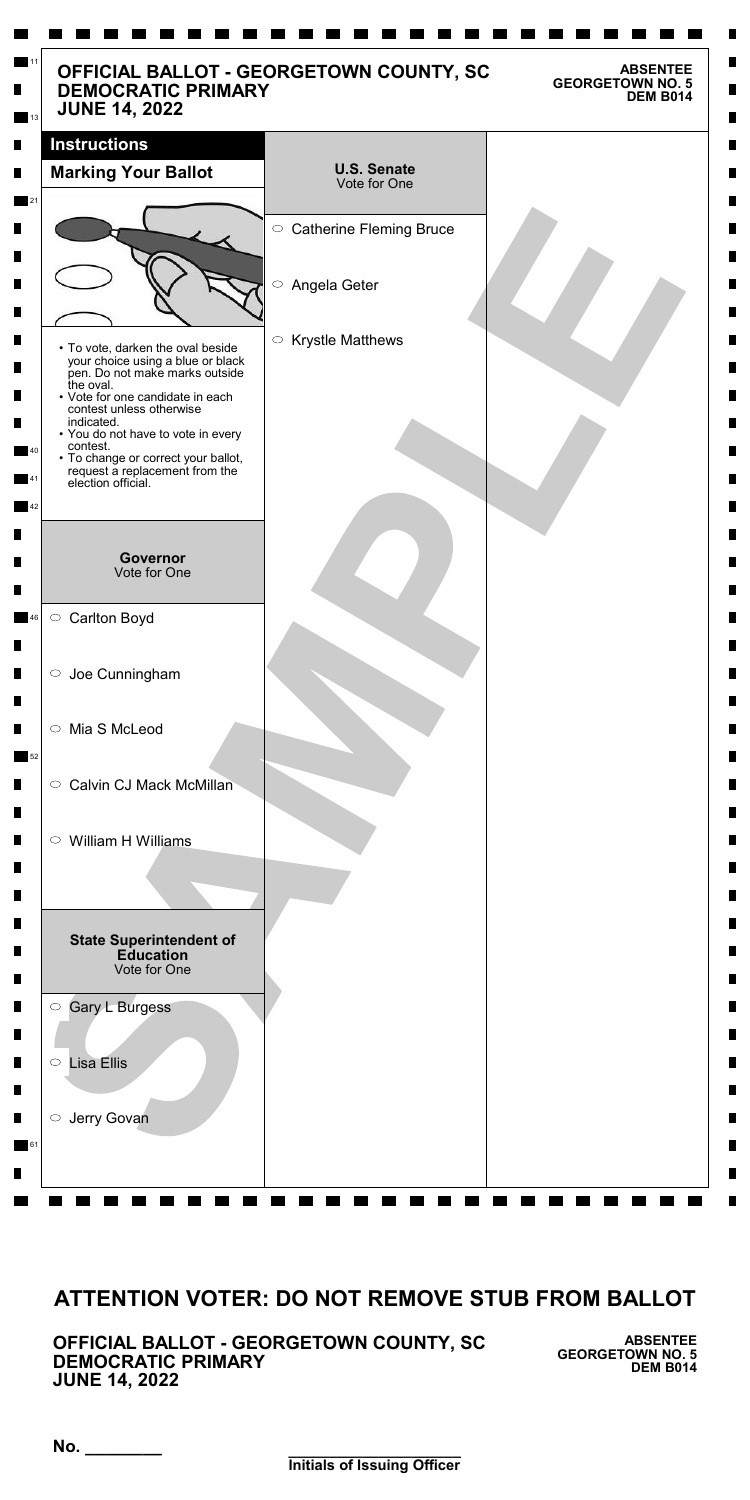# OFFICIAL BALLOT - GEORGETOWN COUNTY, SC
## DEMOCRATIC PRIMARY
## JUNE 14, 2022

**ABSENTEE**
**GEORGETOWN NO. 5**
**DEM B014**

### Instructions

**Marking Your Ballot**

- To vote, darken the oval beside your choice using a blue or black pen. Do not make marks outside the oval.
- Vote for one candidate in each contest unless otherwise indicated.
- You do not have to vote in every contest.
- To change or correct your ballot, request a replacement from the election official.

### Governor
Vote for One

- ○ Carlton Boyd
- ○ Joe Cunningham
- ○ Mia S McLeod
- ○ Calvin CJ Mack McMillan
- ○ William H Williams

### State Superintendent of Education
Vote for One

- ○ Gary L Burgess
- ○ Lisa Ellis
- ○ Jerry Govan

### U.S. Senate
Vote for One

- ○ Catherine Fleming Bruce
- ○ Angela Geter
- ○ Krystle Matthews

SAMPLE

## ATTENTION VOTER: DO NOT REMOVE STUB FROM BALLOT

**OFFICIAL BALLOT - GEORGETOWN COUNTY, SC**
**DEMOCRATIC PRIMARY**
**JUNE 14, 2022**

**ABSENTEE**
**GEORGETOWN NO. 5**
**DEM B014**

**No.** ________

________________________
**Initials of Issuing Officer**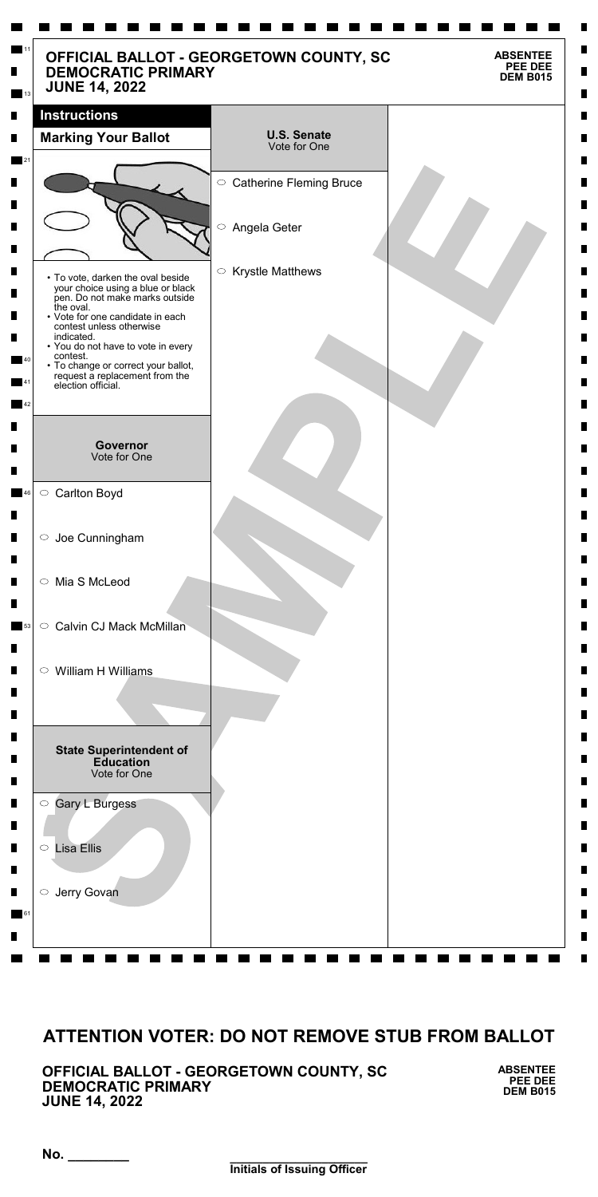# OFFICIAL BALLOT - GEORGETOWN COUNTY, SC
## DEMOCRATIC PRIMARY
## JUNE 14, 2022

**ABSENTEE**
**PEE DEE**
**DEM B015**

### Instructions

**Marking Your Ballot**

- To vote, darken the oval beside your choice using a blue or black pen. Do not make marks outside the oval.
- Vote for one candidate in each contest unless otherwise indicated.
- You do not have to vote in every contest.
- To change or correct your ballot, request a replacement from the election official.

### Governor
Vote for One

- ○ Carlton Boyd
- ○ Joe Cunningham
- ○ Mia S McLeod
- ○ Calvin CJ Mack McMillan
- ○ William H Williams

### State Superintendent of Education
Vote for One

- ○ Gary L Burgess
- ○ Lisa Ellis
- ○ Jerry Govan

### U.S. Senate
Vote for One

- ○ Catherine Fleming Bruce
- ○ Angela Geter
- ○ Krystle Matthews

SAMPLE

## ATTENTION VOTER: DO NOT REMOVE STUB FROM BALLOT

**OFFICIAL BALLOT - GEORGETOWN COUNTY, SC**
**DEMOCRATIC PRIMARY**
**JUNE 14, 2022**

**ABSENTEE**
**PEE DEE**
**DEM B015**

No. ________

________________________
**Initials of Issuing Officer**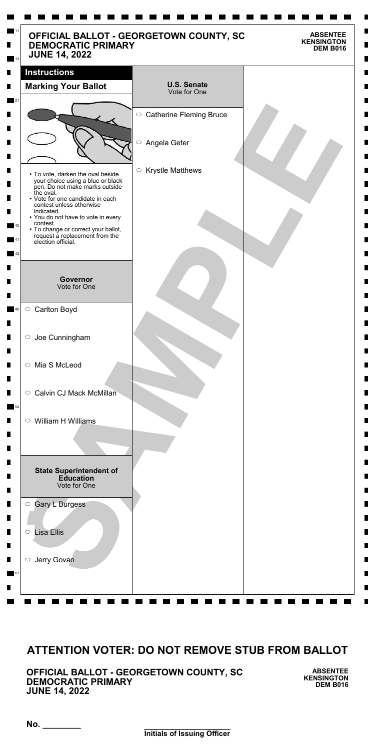# OFFICIAL BALLOT - GEORGETOWN COUNTY, SC
## DEMOCRATIC PRIMARY
## JUNE 14, 2022

**ABSENTEE**
**KENSINGTON**
**DEM B016**

### Instructions

**Marking Your Ballot**

- To vote, darken the oval beside your choice using a blue or black pen. Do not make marks outside the oval.
- Vote for one candidate in each contest unless otherwise indicated.
- You do not have to vote in every contest.
- To change or correct your ballot, request a replacement from the election official.

### Governor
Vote for One

- ○ Carlton Boyd
- ○ Joe Cunningham
- ○ Mia S McLeod
- ○ Calvin CJ Mack McMillan
- ○ William H Williams

### State Superintendent of Education
Vote for One

- ○ Gary L Burgess
- ○ Lisa Ellis
- ○ Jerry Govan

### U.S. Senate
Vote for One

- ○ Catherine Fleming Bruce
- ○ Angela Geter
- ○ Krystle Matthews

SAMPLE

## ATTENTION VOTER: DO NOT REMOVE STUB FROM BALLOT

**OFFICIAL BALLOT - GEORGETOWN COUNTY, SC**
**DEMOCRATIC PRIMARY**
**JUNE 14, 2022**

**ABSENTEE**
**KENSINGTON**
**DEM B016**

No. ________

________________________
**Initials of Issuing Officer**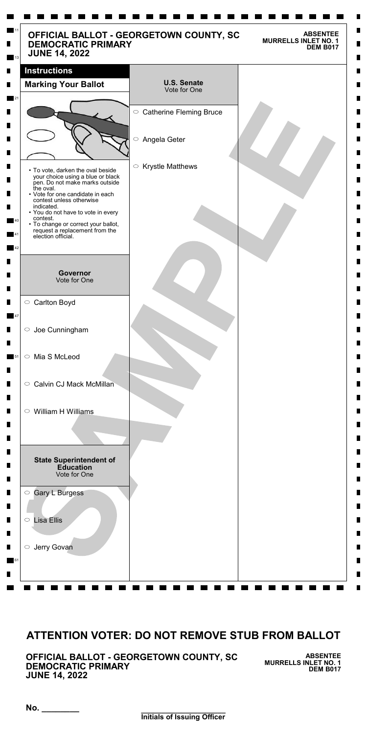# OFFICIAL BALLOT - GEORGETOWN COUNTY, SC
## DEMOCRATIC PRIMARY
## JUNE 14, 2022

**ABSENTEE**
**MURRELLS INLET NO. 1**
**DEM B017**

### Instructions

**Marking Your Ballot**

- To vote, darken the oval beside your choice using a blue or black pen. Do not make marks outside the oval.
- Vote for one candidate in each contest unless otherwise indicated.
- You do not have to vote in every contest.
- To change or correct your ballot, request a replacement from the election official.

### Governor
Vote for One

- ○ Carlton Boyd
- ○ Joe Cunningham
- ○ Mia S McLeod
- ○ Calvin CJ Mack McMillan
- ○ William H Williams

### State Superintendent of Education
Vote for One

- ○ Gary L Burgess
- ○ Lisa Ellis
- ○ Jerry Govan

### U.S. Senate
Vote for One

- ○ Catherine Fleming Bruce
- ○ Angela Geter
- ○ Krystle Matthews

SAMPLE

## ATTENTION VOTER: DO NOT REMOVE STUB FROM BALLOT

**OFFICIAL BALLOT - GEORGETOWN COUNTY, SC**
**DEMOCRATIC PRIMARY**
**JUNE 14, 2022**

**ABSENTEE**
**MURRELLS INLET NO. 1**
**DEM B017**

No. ________

________________________
**Initials of Issuing Officer**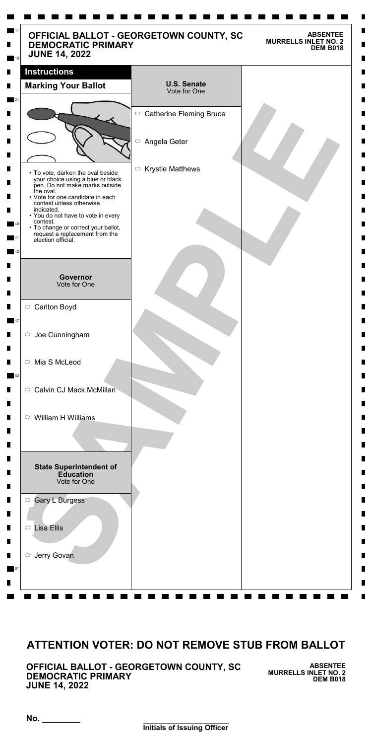# OFFICIAL BALLOT - GEORGETOWN COUNTY, SC
## DEMOCRATIC PRIMARY
## JUNE 14, 2022

**ABSENTEE**
**MURRELLS INLET NO. 2**
**DEM B018**

### Instructions

**Marking Your Ballot**

- To vote, darken the oval beside your choice using a blue or black pen. Do not make marks outside the oval.
- Vote for one candidate in each contest unless otherwise indicated.
- You do not have to vote in every contest.
- To change or correct your ballot, request a replacement from the election official.

### Governor
Vote for One

- ○ Carlton Boyd
- ○ Joe Cunningham
- ○ Mia S McLeod
- ○ Calvin CJ Mack McMillan
- ○ William H Williams

### State Superintendent of Education
Vote for One

- ○ Gary L Burgess
- ○ Lisa Ellis
- ○ Jerry Govan

### U.S. Senate
Vote for One

- ○ Catherine Fleming Bruce
- ○ Angela Geter
- ○ Krystle Matthews

SAMPLE

## ATTENTION VOTER: DO NOT REMOVE STUB FROM BALLOT

**OFFICIAL BALLOT - GEORGETOWN COUNTY, SC**
**DEMOCRATIC PRIMARY**
**JUNE 14, 2022**

**ABSENTEE**
**MURRELLS INLET NO. 2**
**DEM B018**

No. ________

________________________
**Initials of Issuing Officer**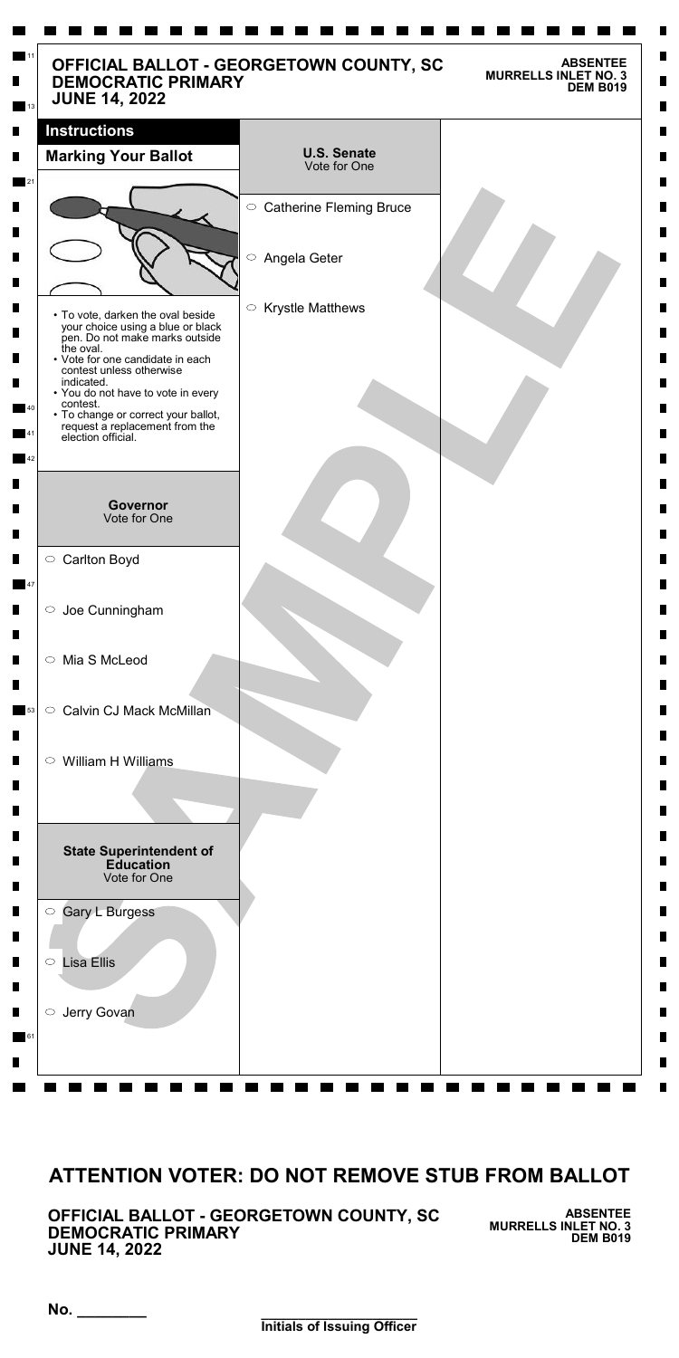# OFFICIAL BALLOT - GEORGETOWN COUNTY, SC
## DEMOCRATIC PRIMARY
## JUNE 14, 2022

**ABSENTEE**
**MURRELLS INLET NO. 3**
**DEM B019**

### Instructions

**Marking Your Ballot**

- To vote, darken the oval beside your choice using a blue or black pen. Do not make marks outside the oval.
- Vote for one candidate in each contest unless otherwise indicated.
- You do not have to vote in every contest.
- To change or correct your ballot, request a replacement from the election official.

### Governor
Vote for One

- ○ Carlton Boyd
- ○ Joe Cunningham
- ○ Mia S McLeod
- ○ Calvin CJ Mack McMillan
- ○ William H Williams

### State Superintendent of Education
Vote for One

- ○ Gary L Burgess
- ○ Lisa Ellis
- ○ Jerry Govan

### U.S. Senate
Vote for One

- ○ Catherine Fleming Bruce
- ○ Angela Geter
- ○ Krystle Matthews

SAMPLE

## ATTENTION VOTER: DO NOT REMOVE STUB FROM BALLOT

**OFFICIAL BALLOT - GEORGETOWN COUNTY, SC**
**DEMOCRATIC PRIMARY**
**JUNE 14, 2022**

**ABSENTEE**
**MURRELLS INLET NO. 3**
**DEM B019**

No. ________

________________________
**Initials of Issuing Officer**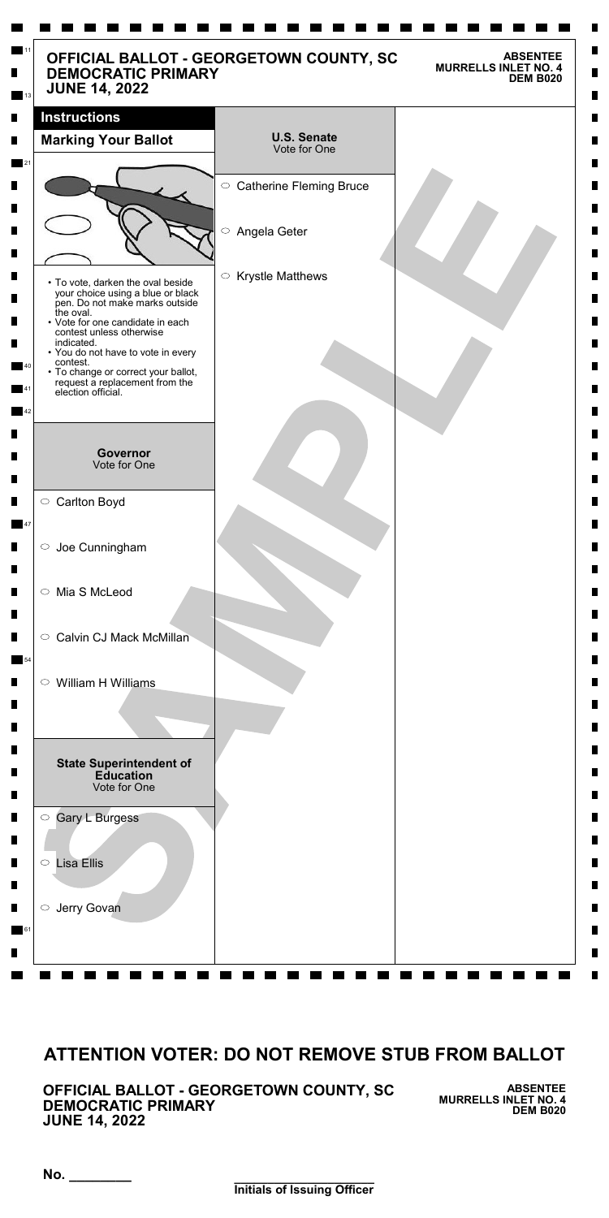# OFFICIAL BALLOT - GEORGETOWN COUNTY, SC
## DEMOCRATIC PRIMARY
## JUNE 14, 2022

**ABSENTEE**
**MURRELLS INLET NO. 4**
**DEM B020**

### Instructions

**Marking Your Ballot**

- To vote, darken the oval beside your choice using a blue or black pen. Do not make marks outside the oval.
- Vote for one candidate in each contest unless otherwise indicated.
- You do not have to vote in every contest.
- To change or correct your ballot, request a replacement from the election official.

**Governor**
Vote for One

- ○ Carlton Boyd
- ○ Joe Cunningham
- ○ Mia S McLeod
- ○ Calvin CJ Mack McMillan
- ○ William H Williams

**State Superintendent of Education**
Vote for One

- ○ Gary L Burgess
- ○ Lisa Ellis
- ○ Jerry Govan

**U.S. Senate**
Vote for One

- ○ Catherine Fleming Bruce
- ○ Angela Geter
- ○ Krystle Matthews

SAMPLE

## ATTENTION VOTER: DO NOT REMOVE STUB FROM BALLOT

**OFFICIAL BALLOT - GEORGETOWN COUNTY, SC**
**DEMOCRATIC PRIMARY**
**JUNE 14, 2022**

**ABSENTEE**
**MURRELLS INLET NO. 4**
**DEM B020**

**No.** ________

________________________
**Initials of Issuing Officer**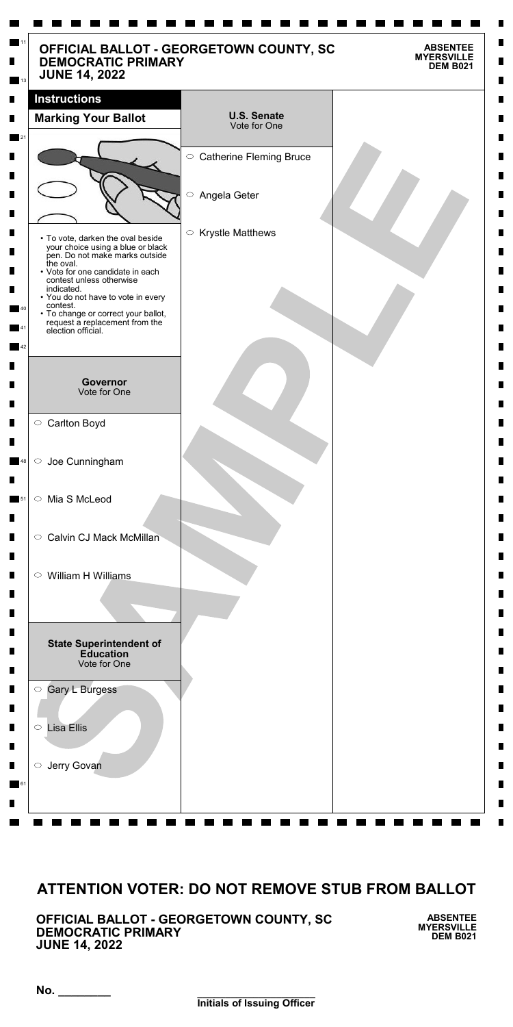# OFFICIAL BALLOT - GEORGETOWN COUNTY, SC
## DEMOCRATIC PRIMARY
## JUNE 14, 2022

**ABSENTEE**
**MYERSVILLE**
**DEM B021**

### Instructions

**Marking Your Ballot**

- To vote, darken the oval beside your choice using a blue or black pen. Do not make marks outside the oval.
- Vote for one candidate in each contest unless otherwise indicated.
- You do not have to vote in every contest.
- To change or correct your ballot, request a replacement from the election official.

### Governor
Vote for One

- ○ Carlton Boyd
- ○ Joe Cunningham
- ○ Mia S McLeod
- ○ Calvin CJ Mack McMillan
- ○ William H Williams

### State Superintendent of Education
Vote for One

- ○ Gary L Burgess
- ○ Lisa Ellis
- ○ Jerry Govan

### U.S. Senate
Vote for One

- ○ Catherine Fleming Bruce
- ○ Angela Geter
- ○ Krystle Matthews

SAMPLE

## ATTENTION VOTER: DO NOT REMOVE STUB FROM BALLOT

**OFFICIAL BALLOT - GEORGETOWN COUNTY, SC**
**DEMOCRATIC PRIMARY**
**JUNE 14, 2022**

**ABSENTEE**
**MYERSVILLE**
**DEM B021**

No. ________

______________________
**Initials of Issuing Officer**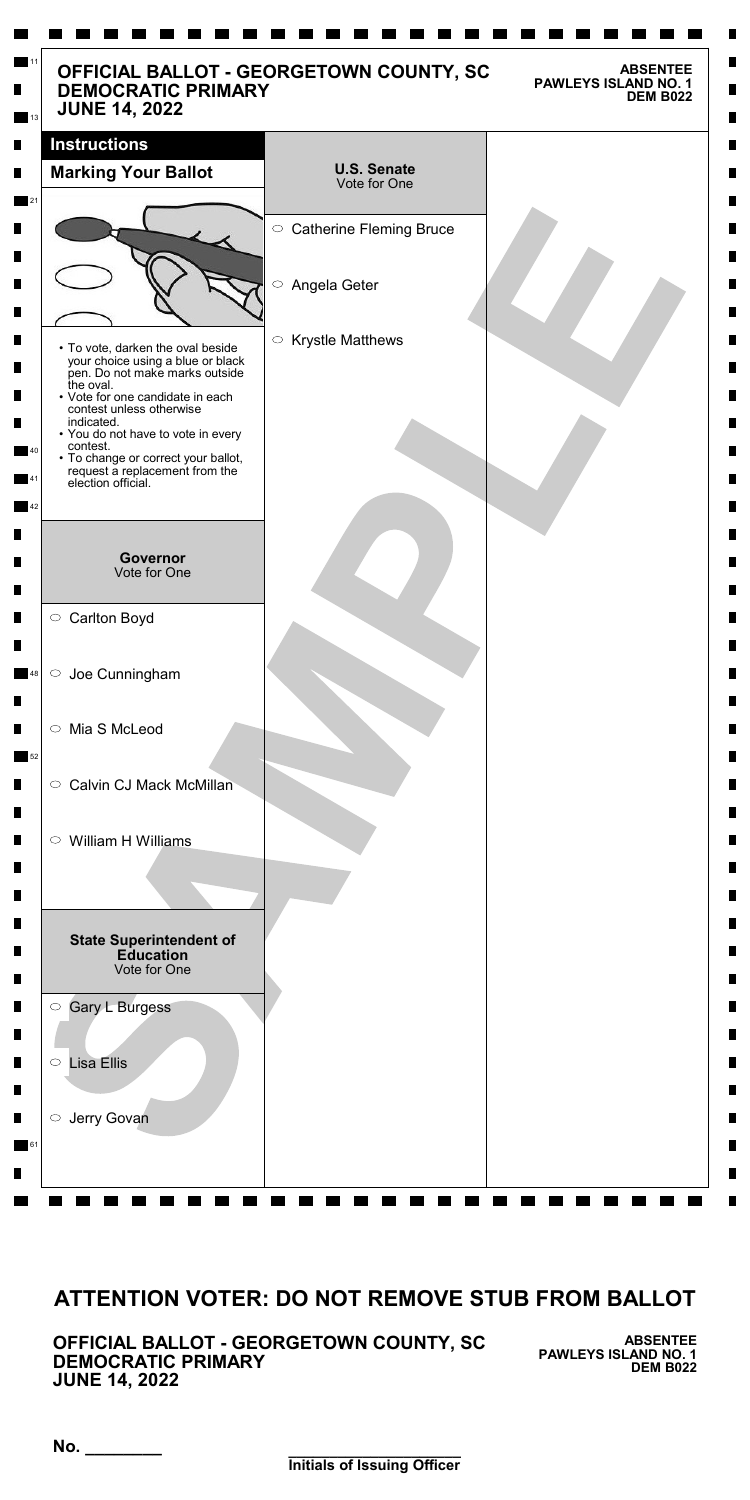# OFFICIAL BALLOT - GEORGETOWN COUNTY, SC
## DEMOCRATIC PRIMARY
## JUNE 14, 2022

**ABSENTEE**
**PAWLEYS ISLAND NO. 1**
**DEM B022**

### Instructions

**Marking Your Ballot**

- To vote, darken the oval beside your choice using a blue or black pen. Do not make marks outside the oval.
- Vote for one candidate in each contest unless otherwise indicated.
- You do not have to vote in every contest.
- To change or correct your ballot, request a replacement from the election official.

### Governor
Vote for One

- ○ Carlton Boyd
- ○ Joe Cunningham
- ○ Mia S McLeod
- ○ Calvin CJ Mack McMillan
- ○ William H Williams

### State Superintendent of Education
Vote for One

- ○ Gary L Burgess
- ○ Lisa Ellis
- ○ Jerry Govan

### U.S. Senate
Vote for One

- ○ Catherine Fleming Bruce
- ○ Angela Geter
- ○ Krystle Matthews

SAMPLE

## ATTENTION VOTER: DO NOT REMOVE STUB FROM BALLOT

**OFFICIAL BALLOT - GEORGETOWN COUNTY, SC**
**DEMOCRATIC PRIMARY**
**JUNE 14, 2022**

**ABSENTEE**
**PAWLEYS ISLAND NO. 1**
**DEM B022**

No. ________

________________________
**Initials of Issuing Officer**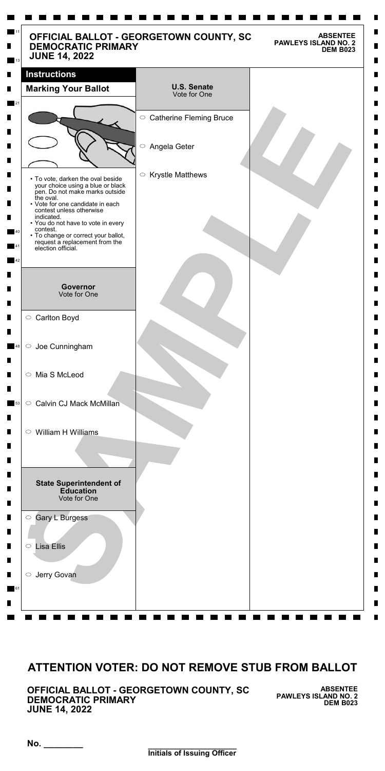# OFFICIAL BALLOT - GEORGETOWN COUNTY, SC
## DEMOCRATIC PRIMARY
## JUNE 14, 2022

**ABSENTEE**
**PAWLEYS ISLAND NO. 2**
**DEM B023**

### Instructions

**Marking Your Ballot**

- To vote, darken the oval beside your choice using a blue or black pen. Do not make marks outside the oval.
- Vote for one candidate in each contest unless otherwise indicated.
- You do not have to vote in every contest.
- To change or correct your ballot, request a replacement from the election official.

### Governor
Vote for One

- ○ Carlton Boyd
- ○ Joe Cunningham
- ○ Mia S McLeod
- ○ Calvin CJ Mack McMillan
- ○ William H Williams

### State Superintendent of Education
Vote for One

- ○ Gary L Burgess
- ○ Lisa Ellis
- ○ Jerry Govan

### U.S. Senate
Vote for One

- ○ Catherine Fleming Bruce
- ○ Angela Geter
- ○ Krystle Matthews

SAMPLE

## ATTENTION VOTER: DO NOT REMOVE STUB FROM BALLOT

**OFFICIAL BALLOT - GEORGETOWN COUNTY, SC**
**DEMOCRATIC PRIMARY**
**JUNE 14, 2022**

**ABSENTEE**
**PAWLEYS ISLAND NO. 2**
**DEM B023**

No. ________

________________________
**Initials of Issuing Officer**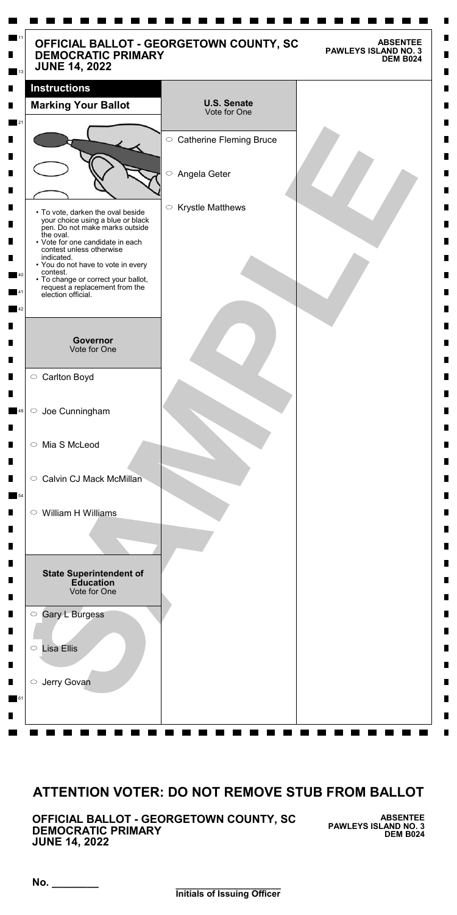# OFFICIAL BALLOT - GEORGETOWN COUNTY, SC
## DEMOCRATIC PRIMARY
## JUNE 14, 2022

**ABSENTEE**
**PAWLEYS ISLAND NO. 3**
**DEM B024**

## Instructions

### Marking Your Ballot

- To vote, darken the oval beside your choice using a blue or black pen. Do not make marks outside the oval.
- Vote for one candidate in each contest unless otherwise indicated.
- You do not have to vote in every contest.
- To change or correct your ballot, request a replacement from the election official.

### Governor
Vote for One

- ○ Carlton Boyd
- ○ Joe Cunningham
- ○ Mia S McLeod
- ○ Calvin CJ Mack McMillan
- ○ William H Williams

### State Superintendent of Education
Vote for One

- ○ Gary L Burgess
- ○ Lisa Ellis
- ○ Jerry Govan

### U.S. Senate
Vote for One

- ○ Catherine Fleming Bruce
- ○ Angela Geter
- ○ Krystle Matthews

SAMPLE

## ATTENTION VOTER: DO NOT REMOVE STUB FROM BALLOT

**OFFICIAL BALLOT - GEORGETOWN COUNTY, SC**
**DEMOCRATIC PRIMARY**
**JUNE 14, 2022**

**ABSENTEE**
**PAWLEYS ISLAND NO. 3**
**DEM B024**

No. ________

________________________
**Initials of Issuing Officer**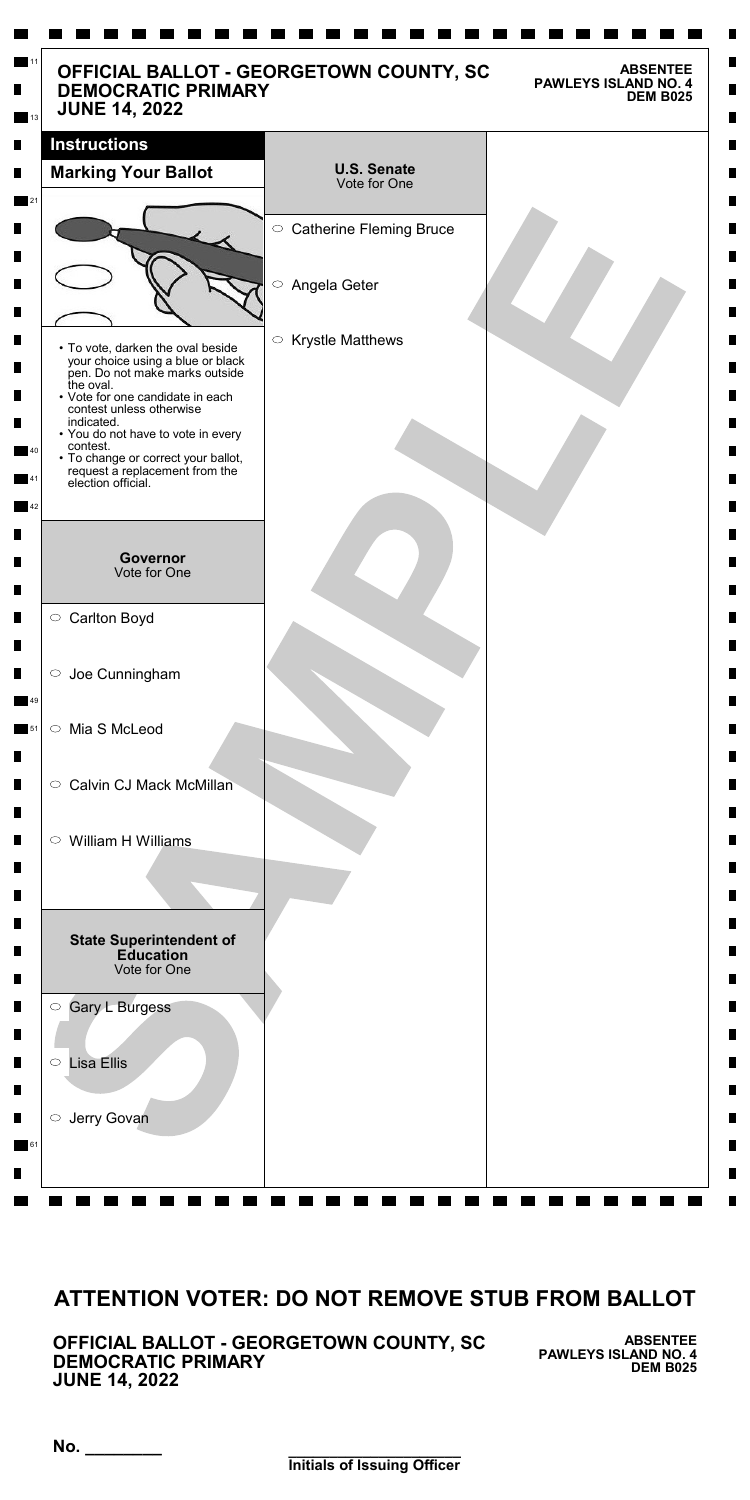# OFFICIAL BALLOT - GEORGETOWN COUNTY, SC
## DEMOCRATIC PRIMARY
## JUNE 14, 2022

**ABSENTEE**
**PAWLEYS ISLAND NO. 4**
**DEM B025**

### Instructions

**Marking Your Ballot**

- To vote, darken the oval beside your choice using a blue or black pen. Do not make marks outside the oval.
- Vote for one candidate in each contest unless otherwise indicated.
- You do not have to vote in every contest.
- To change or correct your ballot, request a replacement from the election official.

**Governor**
Vote for One

- ○ Carlton Boyd
- ○ Joe Cunningham
- ○ Mia S McLeod
- ○ Calvin CJ Mack McMillan
- ○ William H Williams

**State Superintendent of Education**
Vote for One

- ○ Gary L Burgess
- ○ Lisa Ellis
- ○ Jerry Govan

**U.S. Senate**
Vote for One

- ○ Catherine Fleming Bruce
- ○ Angela Geter
- ○ Krystle Matthews

SAMPLE

## ATTENTION VOTER: DO NOT REMOVE STUB FROM BALLOT

**OFFICIAL BALLOT - GEORGETOWN COUNTY, SC**
**DEMOCRATIC PRIMARY**
**JUNE 14, 2022**

**ABSENTEE**
**PAWLEYS ISLAND NO. 4**
**DEM B025**

**No.** ________

________________________
**Initials of Issuing Officer**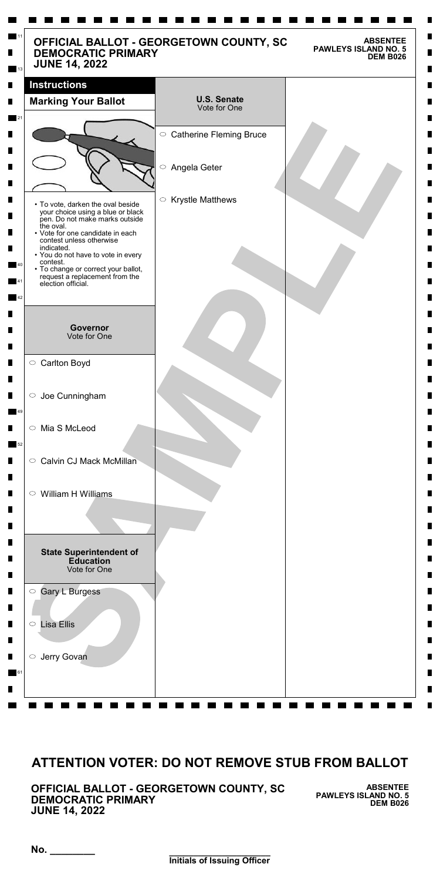**OFFICIAL BALLOT - GEORGETOWN COUNTY, SC**
**DEMOCRATIC PRIMARY**
**JUNE 14, 2022**

**ABSENTEE**
**PAWLEYS ISLAND NO. 5**
**DEM B026**

## Instructions

### Marking Your Ballot

- To vote, darken the oval beside your choice using a blue or black pen. Do not make marks outside the oval.
- Vote for one candidate in each contest unless otherwise indicated.
- You do not have to vote in every contest.
- To change or correct your ballot, request a replacement from the election official.

### Governor
Vote for One

- ○ Carlton Boyd
- ○ Joe Cunningham
- ○ Mia S McLeod
- ○ Calvin CJ Mack McMillan
- ○ William H Williams

### State Superintendent of Education
Vote for One

- ○ Gary L Burgess
- ○ Lisa Ellis
- ○ Jerry Govan

### U.S. Senate
Vote for One

- ○ Catherine Fleming Bruce
- ○ Angela Geter
- ○ Krystle Matthews

SAMPLE

## ATTENTION VOTER: DO NOT REMOVE STUB FROM BALLOT

**OFFICIAL BALLOT - GEORGETOWN COUNTY, SC**
**DEMOCRATIC PRIMARY**
**JUNE 14, 2022**

**ABSENTEE**
**PAWLEYS ISLAND NO. 5**
**DEM B026**

No. ________

________________________
**Initials of Issuing Officer**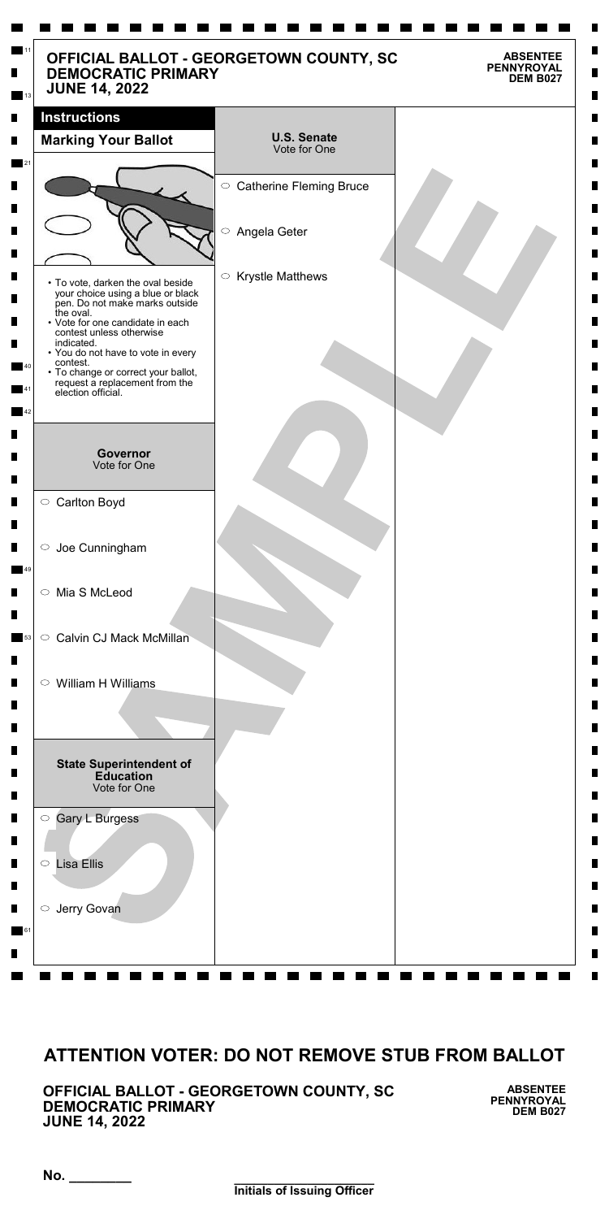# OFFICIAL BALLOT - GEORGETOWN COUNTY, SC
## DEMOCRATIC PRIMARY
## JUNE 14, 2022

**ABSENTEE**
**PENNYROYAL**
**DEM B027**

### Instructions

**Marking Your Ballot**

- To vote, darken the oval beside your choice using a blue or black pen. Do not make marks outside the oval.
- Vote for one candidate in each contest unless otherwise indicated.
- You do not have to vote in every contest.
- To change or correct your ballot, request a replacement from the election official.

### Governor
Vote for One

- ○ Carlton Boyd
- ○ Joe Cunningham
- ○ Mia S McLeod
- ○ Calvin CJ Mack McMillan
- ○ William H Williams

### State Superintendent of Education
Vote for One

- ○ Gary L Burgess
- ○ Lisa Ellis
- ○ Jerry Govan

### U.S. Senate
Vote for One

- ○ Catherine Fleming Bruce
- ○ Angela Geter
- ○ Krystle Matthews

SAMPLE

## ATTENTION VOTER: DO NOT REMOVE STUB FROM BALLOT

**OFFICIAL BALLOT - GEORGETOWN COUNTY, SC**
**DEMOCRATIC PRIMARY**
**JUNE 14, 2022**

**ABSENTEE**
**PENNYROYAL**
**DEM B027**

No. ________

________________________
**Initials of Issuing Officer**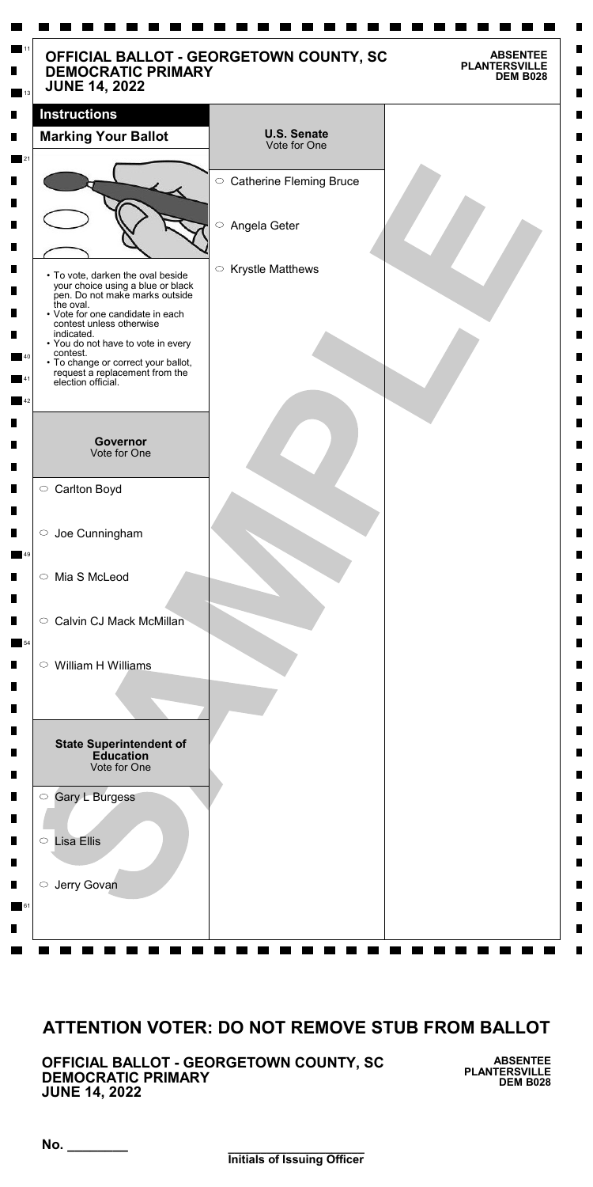# OFFICIAL BALLOT - GEORGETOWN COUNTY, SC
## DEMOCRATIC PRIMARY
## JUNE 14, 2022

**ABSENTEE**
**PLANTERSVILLE**
**DEM B028**

### Instructions

**Marking Your Ballot**

- To vote, darken the oval beside your choice using a blue or black pen. Do not make marks outside the oval.
- Vote for one candidate in each contest unless otherwise indicated.
- You do not have to vote in every contest.
- To change or correct your ballot, request a replacement from the election official.

### Governor
Vote for One

- ○ Carlton Boyd
- ○ Joe Cunningham
- ○ Mia S McLeod
- ○ Calvin CJ Mack McMillan
- ○ William H Williams

### State Superintendent of Education
Vote for One

- ○ Gary L Burgess
- ○ Lisa Ellis
- ○ Jerry Govan

### U.S. Senate
Vote for One

- ○ Catherine Fleming Bruce
- ○ Angela Geter
- ○ Krystle Matthews

SAMPLE

## ATTENTION VOTER: DO NOT REMOVE STUB FROM BALLOT

**OFFICIAL BALLOT - GEORGETOWN COUNTY, SC**
**DEMOCRATIC PRIMARY**
**JUNE 14, 2022**

**ABSENTEE**
**PLANTERSVILLE**
**DEM B028**

No. ________

________________________
**Initials of Issuing Officer**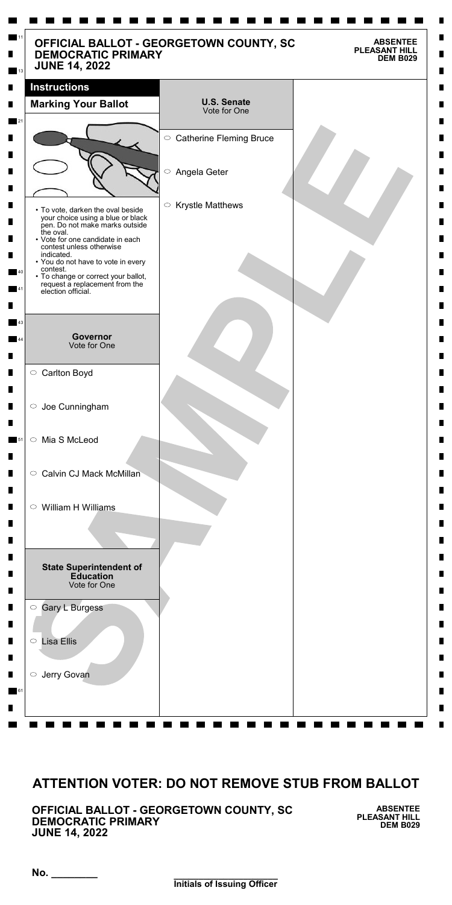# OFFICIAL BALLOT - GEORGETOWN COUNTY, SC
## DEMOCRATIC PRIMARY
## JUNE 14, 2022

**ABSENTEE**
**PLEASANT HILL**
**DEM B029**

### Instructions

**Marking Your Ballot**

- To vote, darken the oval beside your choice using a blue or black pen. Do not make marks outside the oval.
- Vote for one candidate in each contest unless otherwise indicated.
- You do not have to vote in every contest.
- To change or correct your ballot, request a replacement from the election official.

### Governor
Vote for One

- ○ Carlton Boyd
- ○ Joe Cunningham
- ○ Mia S McLeod
- ○ Calvin CJ Mack McMillan
- ○ William H Williams

### State Superintendent of Education
Vote for One

- ○ Gary L Burgess
- ○ Lisa Ellis
- ○ Jerry Govan

### U.S. Senate
Vote for One

- ○ Catherine Fleming Bruce
- ○ Angela Geter
- ○ Krystle Matthews

SAMPLE

## ATTENTION VOTER: DO NOT REMOVE STUB FROM BALLOT

**OFFICIAL BALLOT - GEORGETOWN COUNTY, SC**
**DEMOCRATIC PRIMARY**
**JUNE 14, 2022**

**ABSENTEE**
**PLEASANT HILL**
**DEM B029**

No. ________

________________________
**Initials of Issuing Officer**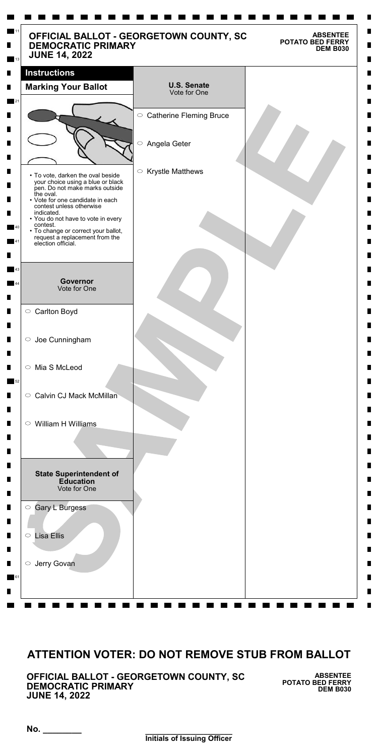# OFFICIAL BALLOT - GEORGETOWN COUNTY, SC
## DEMOCRATIC PRIMARY
## JUNE 14, 2022

**ABSENTEE**
**POTATO BED FERRY**
**DEM B030**

## Instructions

### Marking Your Ballot

- To vote, darken the oval beside your choice using a blue or black pen. Do not make marks outside the oval.
- Vote for one candidate in each contest unless otherwise indicated.
- You do not have to vote in every contest.
- To change or correct your ballot, request a replacement from the election official.

### Governor
Vote for One

- ○ Carlton Boyd
- ○ Joe Cunningham
- ○ Mia S McLeod
- ○ Calvin CJ Mack McMillan
- ○ William H Williams

### State Superintendent of Education
Vote for One

- ○ Gary L Burgess
- ○ Lisa Ellis
- ○ Jerry Govan

### U.S. Senate
Vote for One

- ○ Catherine Fleming Bruce
- ○ Angela Geter
- ○ Krystle Matthews

SAMPLE

## ATTENTION VOTER: DO NOT REMOVE STUB FROM BALLOT

**OFFICIAL BALLOT - GEORGETOWN COUNTY, SC**
**DEMOCRATIC PRIMARY**
**JUNE 14, 2022**

**ABSENTEE**
**POTATO BED FERRY**
**DEM B030**

No. ________

________________________
**Initials of Issuing Officer**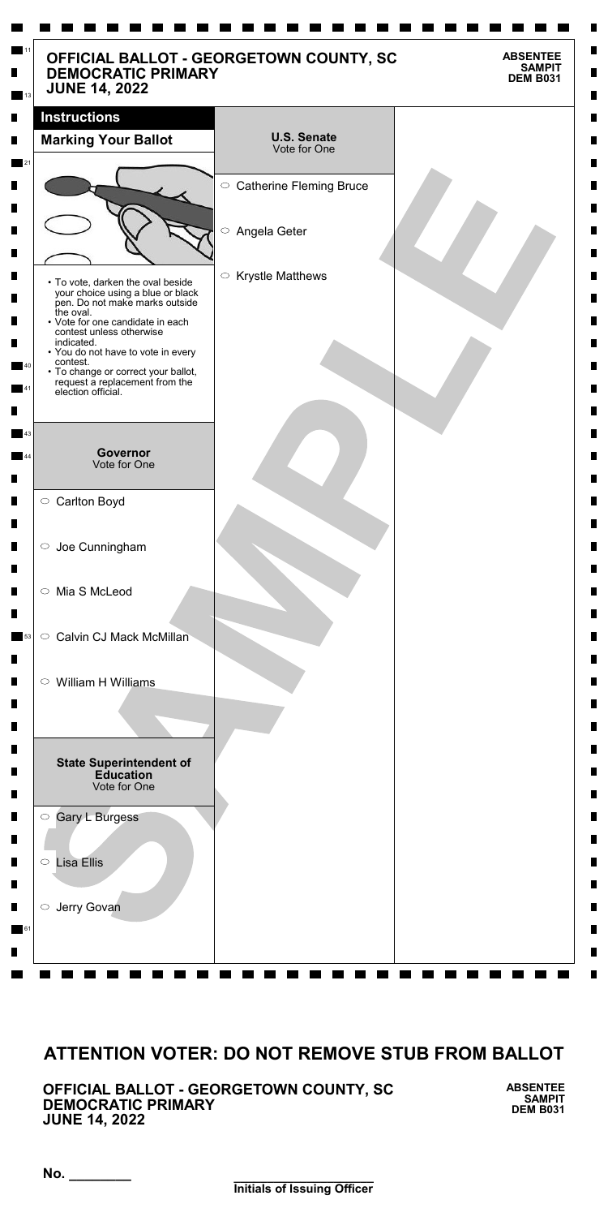# OFFICIAL BALLOT - GEORGETOWN COUNTY, SC
## DEMOCRATIC PRIMARY
## JUNE 14, 2022

**ABSENTEE**
**SAMPIT**
**DEM B031**

### Instructions

**Marking Your Ballot**

- To vote, darken the oval beside your choice using a blue or black pen. Do not make marks outside the oval.
- Vote for one candidate in each contest unless otherwise indicated.
- You do not have to vote in every contest.
- To change or correct your ballot, request a replacement from the election official.

### Governor
Vote for One

- ○ Carlton Boyd
- ○ Joe Cunningham
- ○ Mia S McLeod
- ○ Calvin CJ Mack McMillan
- ○ William H Williams

### State Superintendent of Education
Vote for One

- ○ Gary L Burgess
- ○ Lisa Ellis
- ○ Jerry Govan

### U.S. Senate
Vote for One

- ○ Catherine Fleming Bruce
- ○ Angela Geter
- ○ Krystle Matthews

SAMPLE

## ATTENTION VOTER: DO NOT REMOVE STUB FROM BALLOT

**OFFICIAL BALLOT - GEORGETOWN COUNTY, SC**
**DEMOCRATIC PRIMARY**
**JUNE 14, 2022**

**ABSENTEE**
**SAMPIT**
**DEM B031**

No. ________

________________________
**Initials of Issuing Officer**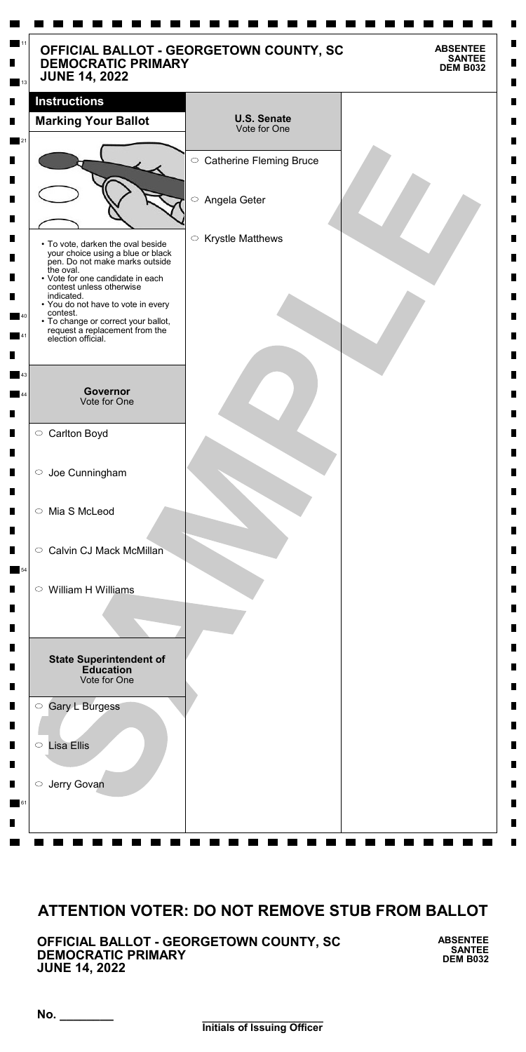# OFFICIAL BALLOT - GEORGETOWN COUNTY, SC
## DEMOCRATIC PRIMARY
## JUNE 14, 2022

**ABSENTEE**
**SANTEE**
**DEM B032**

### Instructions

**Marking Your Ballot**

- To vote, darken the oval beside your choice using a blue or black pen. Do not make marks outside the oval.
- Vote for one candidate in each contest unless otherwise indicated.
- You do not have to vote in every contest.
- To change or correct your ballot, request a replacement from the election official.

**Governor**
Vote for One

- ○ Carlton Boyd
- ○ Joe Cunningham
- ○ Mia S McLeod
- ○ Calvin CJ Mack McMillan
- ○ William H Williams

**State Superintendent of Education**
Vote for One

- ○ Gary L Burgess
- ○ Lisa Ellis
- ○ Jerry Govan

**U.S. Senate**
Vote for One

- ○ Catherine Fleming Bruce
- ○ Angela Geter
- ○ Krystle Matthews

SAMPLE

## ATTENTION VOTER: DO NOT REMOVE STUB FROM BALLOT

**OFFICIAL BALLOT - GEORGETOWN COUNTY, SC**
**DEMOCRATIC PRIMARY**
**JUNE 14, 2022**

**ABSENTEE**
**SANTEE**
**DEM B032**

No. ________

________________________
**Initials of Issuing Officer**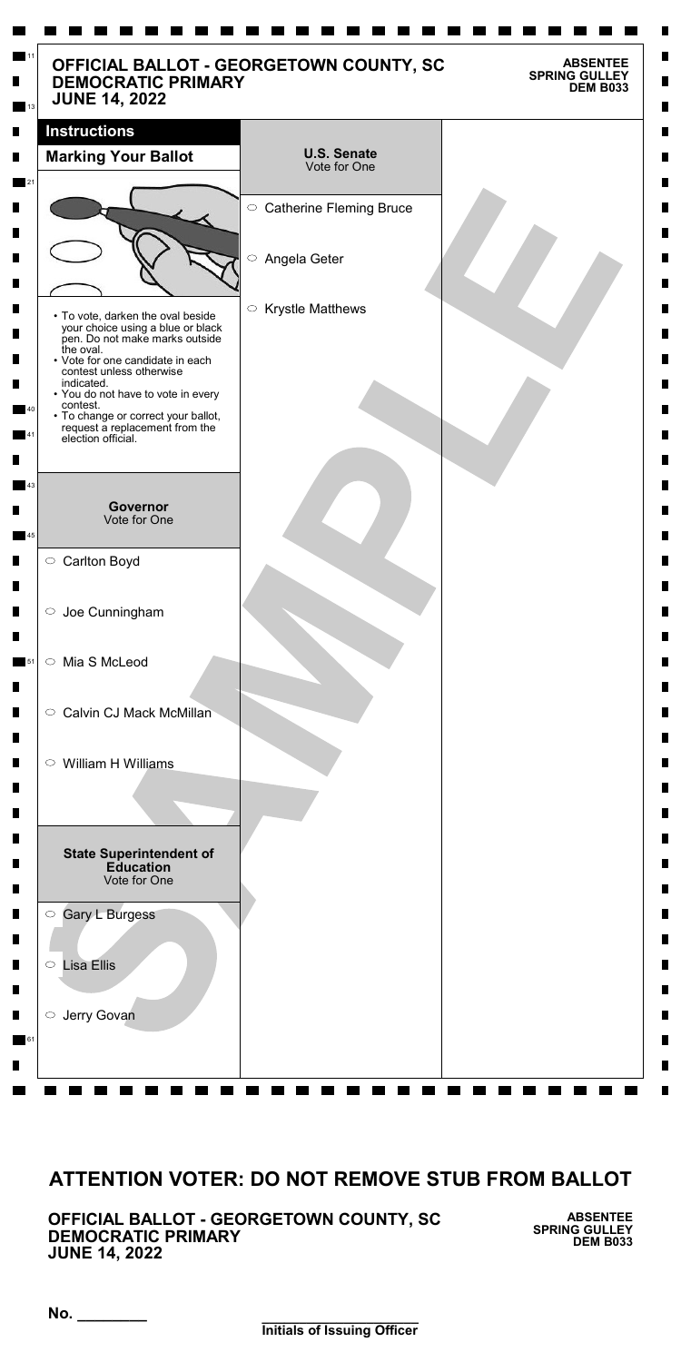# OFFICIAL BALLOT - GEORGETOWN COUNTY, SC
## DEMOCRATIC PRIMARY
## JUNE 14, 2022

**ABSENTEE**
**SPRING GULLEY**
**DEM B033**

### Instructions

**Marking Your Ballot**

- To vote, darken the oval beside your choice using a blue or black pen. Do not make marks outside the oval.
- Vote for one candidate in each contest unless otherwise indicated.
- You do not have to vote in every contest.
- To change or correct your ballot, request a replacement from the election official.

### Governor
Vote for One

- ○ Carlton Boyd
- ○ Joe Cunningham
- ○ Mia S McLeod
- ○ Calvin CJ Mack McMillan
- ○ William H Williams

### State Superintendent of Education
Vote for One

- ○ Gary L Burgess
- ○ Lisa Ellis
- ○ Jerry Govan

### U.S. Senate
Vote for One

- ○ Catherine Fleming Bruce
- ○ Angela Geter
- ○ Krystle Matthews

SAMPLE

## ATTENTION VOTER: DO NOT REMOVE STUB FROM BALLOT

**OFFICIAL BALLOT - GEORGETOWN COUNTY, SC**
**DEMOCRATIC PRIMARY**
**JUNE 14, 2022**

**ABSENTEE**
**SPRING GULLEY**
**DEM B033**

No. ________

________________________
**Initials of Issuing Officer**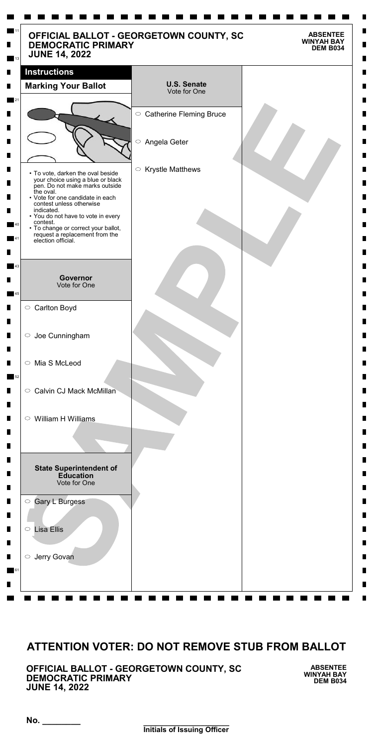# OFFICIAL BALLOT - GEORGETOWN COUNTY, SC
## DEMOCRATIC PRIMARY
## JUNE 14, 2022

**ABSENTEE**
**WINYAH BAY**
**DEM B034**

### Instructions

**Marking Your Ballot**

- To vote, darken the oval beside your choice using a blue or black pen. Do not make marks outside the oval.
- Vote for one candidate in each contest unless otherwise indicated.
- You do not have to vote in every contest.
- To change or correct your ballot, request a replacement from the election official.

### Governor
Vote for One

- ○ Carlton Boyd
- ○ Joe Cunningham
- ○ Mia S McLeod
- ○ Calvin CJ Mack McMillan
- ○ William H Williams

### State Superintendent of Education
Vote for One

- ○ Gary L Burgess
- ○ Lisa Ellis
- ○ Jerry Govan

### U.S. Senate
Vote for One

- ○ Catherine Fleming Bruce
- ○ Angela Geter
- ○ Krystle Matthews

SAMPLE

## ATTENTION VOTER: DO NOT REMOVE STUB FROM BALLOT

**OFFICIAL BALLOT - GEORGETOWN COUNTY, SC**
**DEMOCRATIC PRIMARY**
**JUNE 14, 2022**

**ABSENTEE**
**WINYAH BAY**
**DEM B034**

No. ________

________________________
**Initials of Issuing Officer**